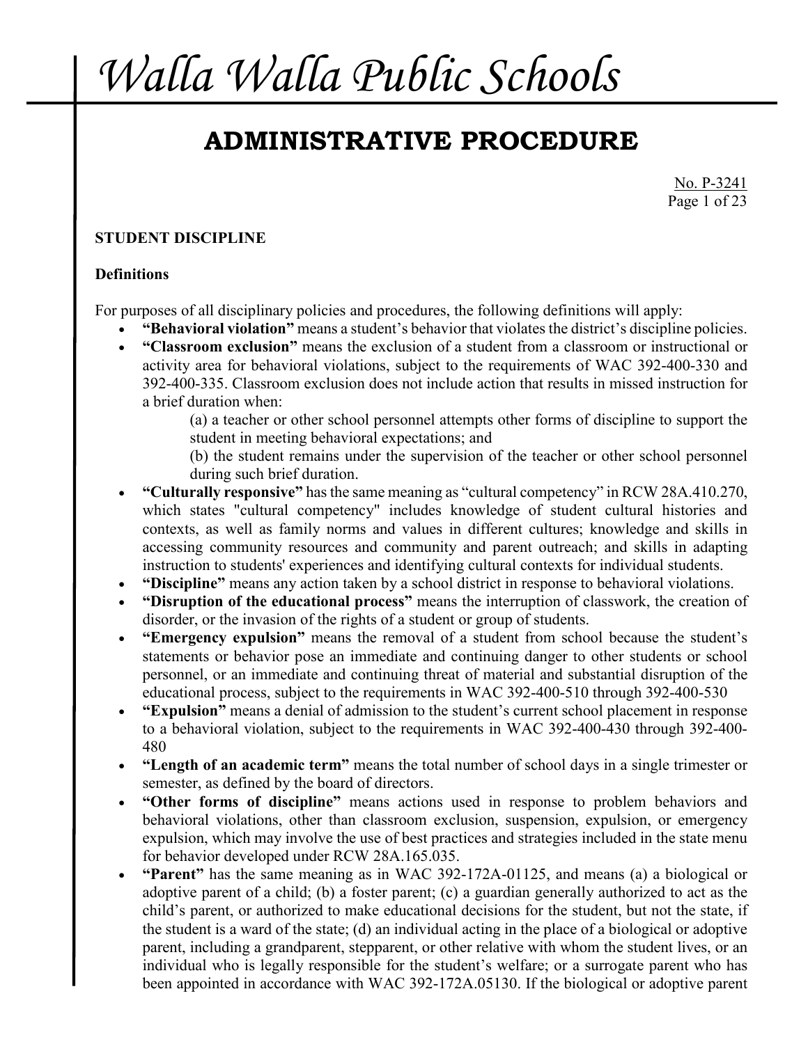# Walla Walla Public Schools

## ADMINISTRATIVE PROCEDURE

No. P-3241

### STUDENT DISCIPLINE

#### Definitions

For purposes of all disciplinary policies and procedures, the following definitions will apply:

- **"Behavioral violation"** means a student's behavior that violates the district's discipline policies.
- **"Classroom exclusion"** means the exclusion of a student from a classroom or instructional or activity area for behavioral violations, subject to the requirements of WAC 392-400-330 and 392-400-335. Classroom exclusion does not include action that results in missed instruction for a brief duration when:
  - (a) a teacher or other school personnel attempts other forms of discipline to support the student in meeting behavioral expectations; and
  - (b) the student remains under the supervision of the teacher or other school personnel during such brief duration.
- **"Culturally responsive"** has the same meaning as "cultural competency" in RCW 28A.410.270, which states "cultural competency" includes knowledge of student cultural histories and contexts, as well as family norms and values in different cultures; knowledge and skills in accessing community resources and community and parent outreach; and skills in adapting instruction to students' experiences and identifying cultural contexts for individual students.
- **"Discipline"** means any action taken by a school district in response to behavioral violations.
- **"Disruption of the educational process"** means the interruption of classwork, the creation of disorder, or the invasion of the rights of a student or group of students.
- **"Emergency expulsion"** means the removal of a student from school because the student's statements or behavior pose an immediate and continuing danger to other students or school personnel, or an immediate and continuing threat of material and substantial disruption of the educational process, subject to the requirements in WAC 392-400-510 through 392-400-530
- **"Expulsion"** means a denial of admission to the student's current school placement in response to a behavioral violation, subject to the requirements in WAC 392-400-430 through 392-400-480
- **"Length of an academic term"** means the total number of school days in a single trimester or semester, as defined by the board of directors.
- **"Other forms of discipline"** means actions used in response to problem behaviors and behavioral violations, other than classroom exclusion, suspension, expulsion, or emergency expulsion, which may involve the use of best practices and strategies included in the state menu for behavior developed under RCW 28A.165.035.
- **"Parent"** has the same meaning as in WAC 392-172A-01125, and means (a) a biological or adoptive parent of a child; (b) a foster parent; (c) a guardian generally authorized to act as the child's parent, or authorized to make educational decisions for the student, but not the state, if the student is a ward of the state; (d) an individual acting in the place of a biological or adoptive parent, including a grandparent, stepparent, or other relative with whom the student lives, or an individual who is legally responsible for the student's welfare; or a surrogate parent who has been appointed in accordance with WAC 392-172A.05130. If the biological or adoptive parent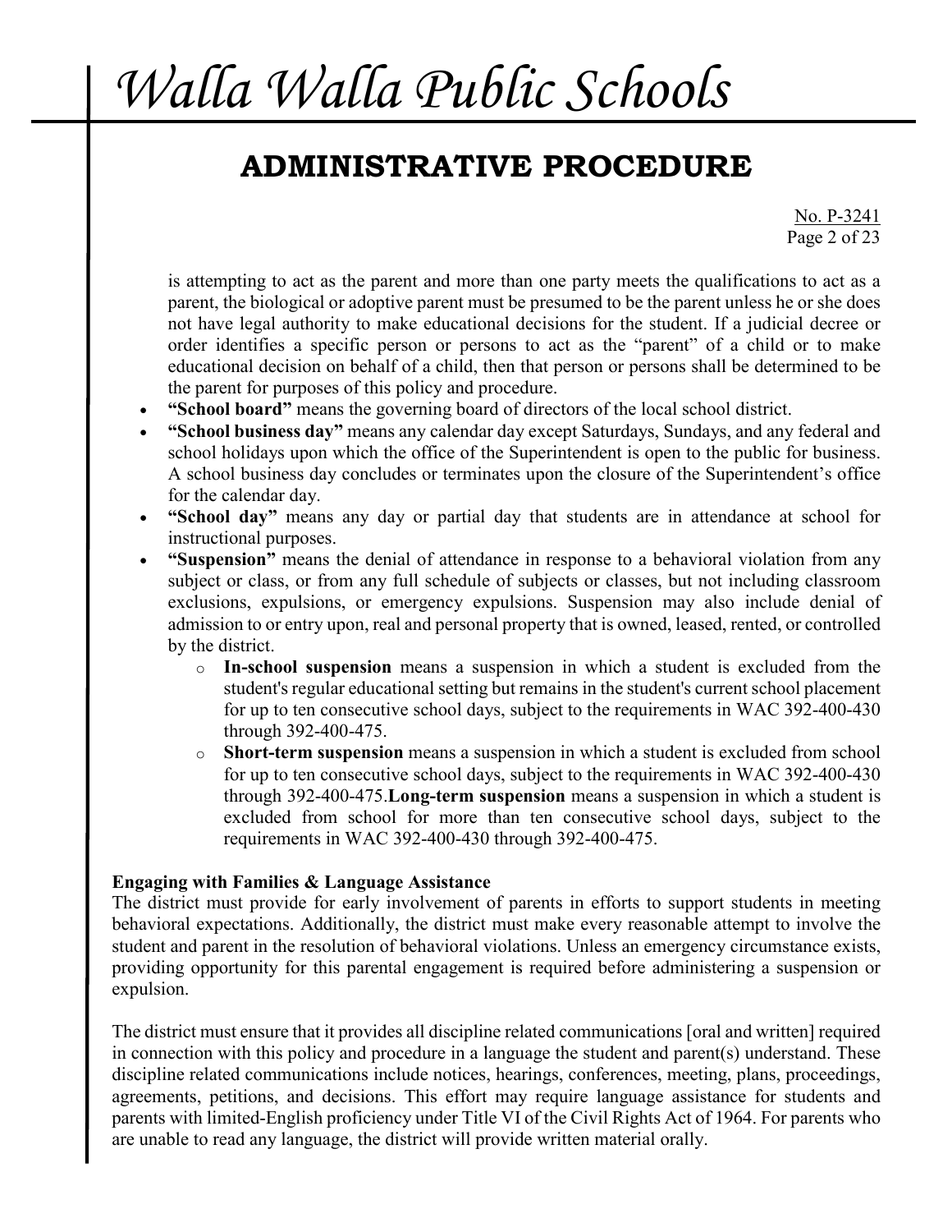is attempting to act as the parent and more than one party meets the qualifications to act as a parent, the biological or adoptive parent must be presumed to be the parent unless he or she does not have legal authority to make educational decisions for the student. If a judicial decree or order identifies a specific person or persons to act as the "parent" of a child or to make educational decision on behalf of a child, then that person or persons shall be determined to be the parent for purposes of this policy and procedure.

- **"School board"** means the governing board of directors of the local school district.
- **"School business day"** means any calendar day except Saturdays, Sundays, and any federal and school holidays upon which the office of the Superintendent is open to the public for business. A school business day concludes or terminates upon the closure of the Superintendent's office for the calendar day.
- **"School day"** means any day or partial day that students are in attendance at school for instructional purposes.
- **"Suspension"** means the denial of attendance in response to a behavioral violation from any subject or class, or from any full schedule of subjects or classes, but not including classroom exclusions, expulsions, or emergency expulsions. Suspension may also include denial of admission to or entry upon, real and personal property that is owned, leased, rented, or controlled by the district.
  - **In-school suspension** means a suspension in which a student is excluded from the student's regular educational setting but remains in the student's current school placement for up to ten consecutive school days, subject to the requirements in WAC 392-400-430 through 392-400-475.
  - **Short-term suspension** means a suspension in which a student is excluded from school for up to ten consecutive school days, subject to the requirements in WAC 392-400-430 through 392-400-475.**Long-term suspension** means a suspension in which a student is excluded from school for more than ten consecutive school days, subject to the requirements in WAC 392-400-430 through 392-400-475.

**Engaging with Families & Language Assistance**

The district must provide for early involvement of parents in efforts to support students in meeting behavioral expectations. Additionally, the district must make every reasonable attempt to involve the student and parent in the resolution of behavioral violations. Unless an emergency circumstance exists, providing opportunity for this parental engagement is required before administering a suspension or expulsion.

The district must ensure that it provides all discipline related communications [oral and written] required in connection with this policy and procedure in a language the student and parent(s) understand. These discipline related communications include notices, hearings, conferences, meeting, plans, proceedings, agreements, petitions, and decisions. This effort may require language assistance for students and parents with limited-English proficiency under Title VI of the Civil Rights Act of 1964. For parents who are unable to read any language, the district will provide written material orally.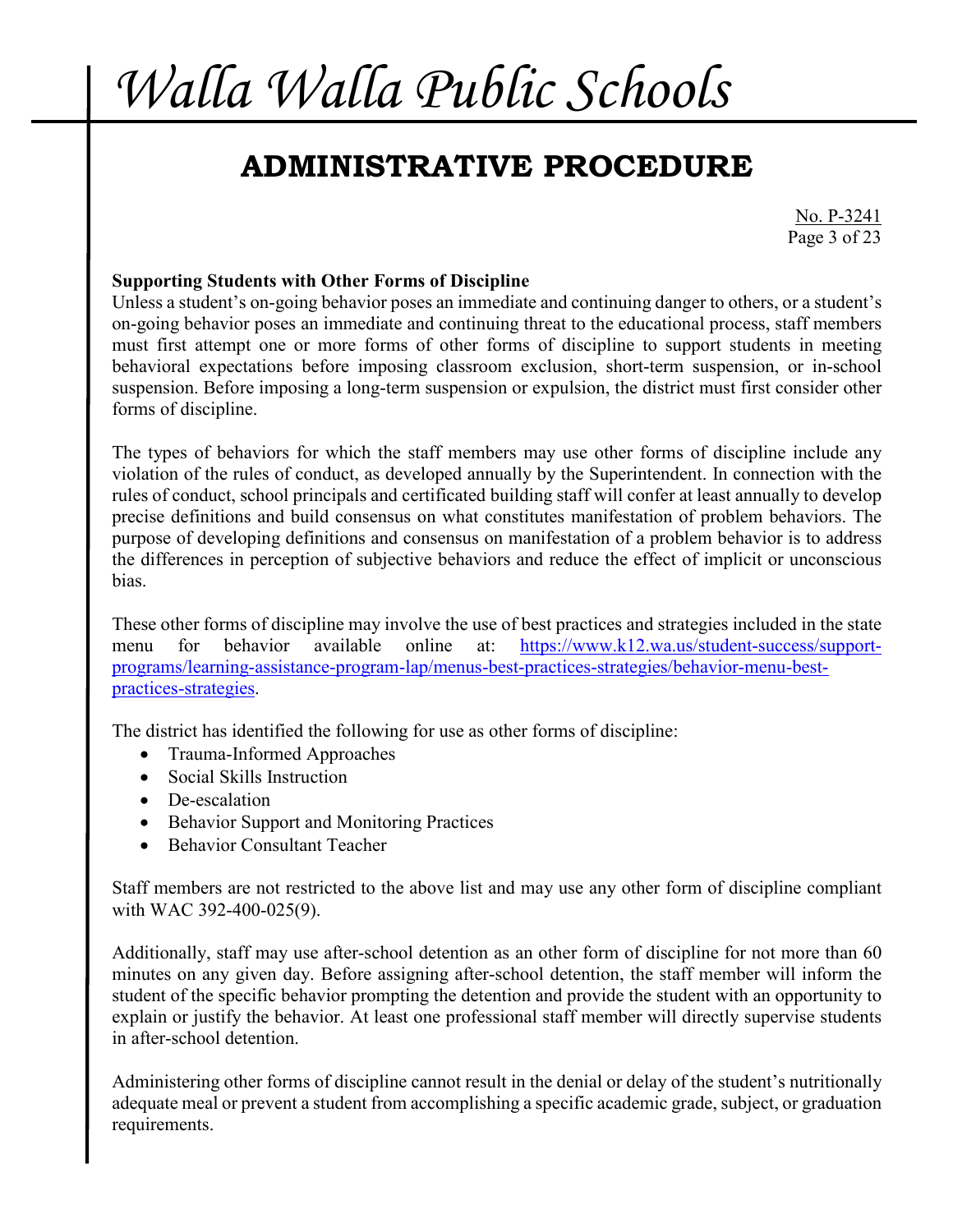**Supporting Students with Other Forms of Discipline**

Unless a student's on-going behavior poses an immediate and continuing danger to others, or a student's on-going behavior poses an immediate and continuing threat to the educational process, staff members must first attempt one or more forms of other forms of discipline to support students in meeting behavioral expectations before imposing classroom exclusion, short-term suspension, or in-school suspension. Before imposing a long-term suspension or expulsion, the district must first consider other forms of discipline.

The types of behaviors for which the staff members may use other forms of discipline include any violation of the rules of conduct, as developed annually by the Superintendent. In connection with the rules of conduct, school principals and certificated building staff will confer at least annually to develop precise definitions and build consensus on what constitutes manifestation of problem behaviors. The purpose of developing definitions and consensus on manifestation of a problem behavior is to address the differences in perception of subjective behaviors and reduce the effect of implicit or unconscious bias.

These other forms of discipline may involve the use of best practices and strategies included in the state menu for behavior available online at: [https://www.k12.wa.us/student-success/support-programs/learning-assistance-program-lap/menus-best-practices-strategies/behavior-menu-best-practices-strategies](https://www.k12.wa.us/student-success/support-programs/learning-assistance-program-lap/menus-best-practices-strategies/behavior-menu-best-practices-strategies).

The district has identified the following for use as other forms of discipline:

- Trauma-Informed Approaches
- Social Skills Instruction
- De-escalation
- Behavior Support and Monitoring Practices
- Behavior Consultant Teacher

Staff members are not restricted to the above list and may use any other form of discipline compliant with WAC 392-400-025(9).

Additionally, staff may use after-school detention as an other form of discipline for not more than 60 minutes on any given day. Before assigning after-school detention, the staff member will inform the student of the specific behavior prompting the detention and provide the student with an opportunity to explain or justify the behavior. At least one professional staff member will directly supervise students in after-school detention.

Administering other forms of discipline cannot result in the denial or delay of the student's nutritionally adequate meal or prevent a student from accomplishing a specific academic grade, subject, or graduation requirements.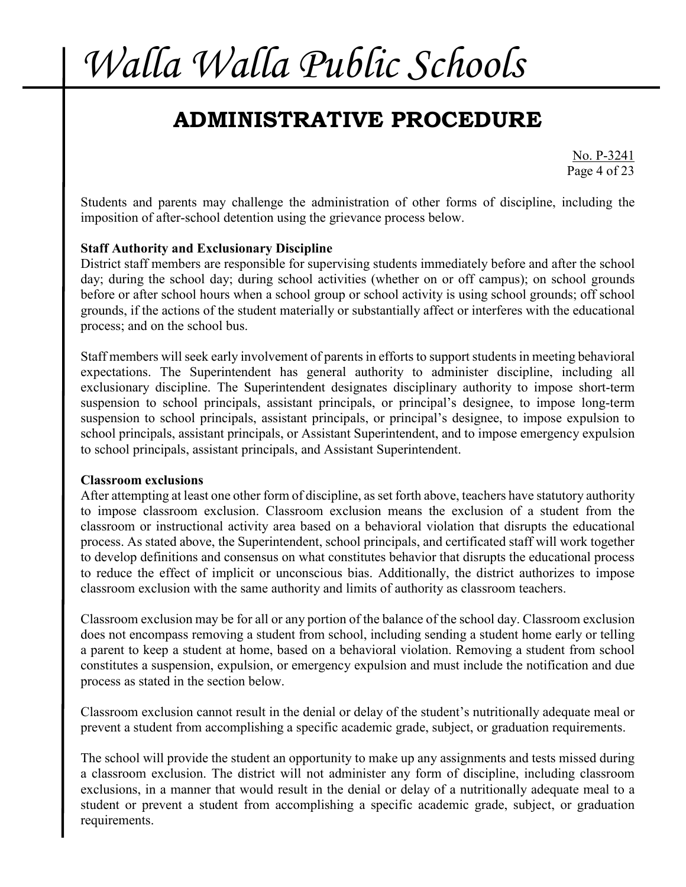Students and parents may challenge the administration of other forms of discipline, including the imposition of after-school detention using the grievance process below.

**Staff Authority and Exclusionary Discipline**

District staff members are responsible for supervising students immediately before and after the school day; during the school day; during school activities (whether on or off campus); on school grounds before or after school hours when a school group or school activity is using school grounds; off school grounds, if the actions of the student materially or substantially affect or interferes with the educational process; and on the school bus.

Staff members will seek early involvement of parents in efforts to support students in meeting behavioral expectations. The Superintendent has general authority to administer discipline, including all exclusionary discipline. The Superintendent designates disciplinary authority to impose short-term suspension to school principals, assistant principals, or principal's designee, to impose long-term suspension to school principals, assistant principals, or principal's designee, to impose expulsion to school principals, assistant principals, or Assistant Superintendent, and to impose emergency expulsion to school principals, assistant principals, and Assistant Superintendent.

**Classroom exclusions**

After attempting at least one other form of discipline, as set forth above, teachers have statutory authority to impose classroom exclusion. Classroom exclusion means the exclusion of a student from the classroom or instructional activity area based on a behavioral violation that disrupts the educational process. As stated above, the Superintendent, school principals, and certificated staff will work together to develop definitions and consensus on what constitutes behavior that disrupts the educational process to reduce the effect of implicit or unconscious bias. Additionally, the district authorizes to impose classroom exclusion with the same authority and limits of authority as classroom teachers.

Classroom exclusion may be for all or any portion of the balance of the school day. Classroom exclusion does not encompass removing a student from school, including sending a student home early or telling a parent to keep a student at home, based on a behavioral violation. Removing a student from school constitutes a suspension, expulsion, or emergency expulsion and must include the notification and due process as stated in the section below.

Classroom exclusion cannot result in the denial or delay of the student's nutritionally adequate meal or prevent a student from accomplishing a specific academic grade, subject, or graduation requirements.

The school will provide the student an opportunity to make up any assignments and tests missed during a classroom exclusion. The district will not administer any form of discipline, including classroom exclusions, in a manner that would result in the denial or delay of a nutritionally adequate meal to a student or prevent a student from accomplishing a specific academic grade, subject, or graduation requirements.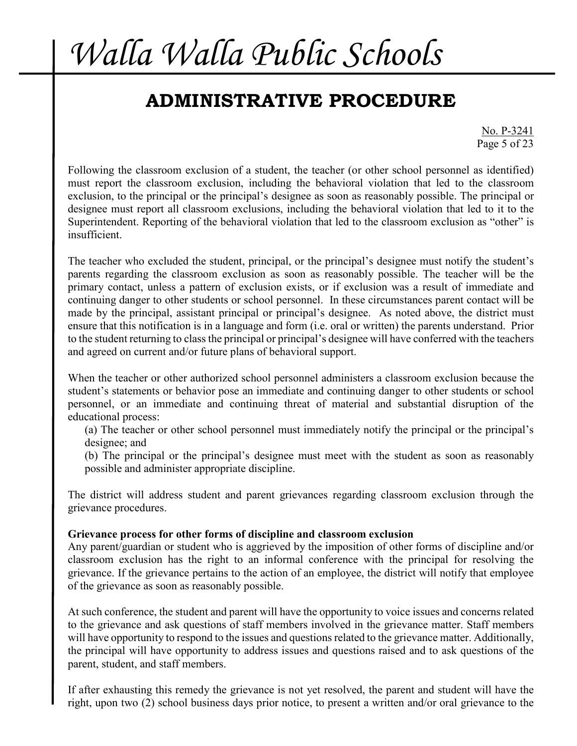Following the classroom exclusion of a student, the teacher (or other school personnel as identified) must report the classroom exclusion, including the behavioral violation that led to the classroom exclusion, to the principal or the principal's designee as soon as reasonably possible. The principal or designee must report all classroom exclusions, including the behavioral violation that led to it to the Superintendent. Reporting of the behavioral violation that led to the classroom exclusion as "other" is insufficient.

The teacher who excluded the student, principal, or the principal's designee must notify the student's parents regarding the classroom exclusion as soon as reasonably possible. The teacher will be the primary contact, unless a pattern of exclusion exists, or if exclusion was a result of immediate and continuing danger to other students or school personnel. In these circumstances parent contact will be made by the principal, assistant principal or principal's designee. As noted above, the district must ensure that this notification is in a language and form (i.e. oral or written) the parents understand. Prior to the student returning to class the principal or principal's designee will have conferred with the teachers and agreed on current and/or future plans of behavioral support.

When the teacher or other authorized school personnel administers a classroom exclusion because the student's statements or behavior pose an immediate and continuing danger to other students or school personnel, or an immediate and continuing threat of material and substantial disruption of the educational process:

(a) The teacher or other school personnel must immediately notify the principal or the principal's designee; and

(b) The principal or the principal's designee must meet with the student as soon as reasonably possible and administer appropriate discipline.

The district will address student and parent grievances regarding classroom exclusion through the grievance procedures.

**Grievance process for other forms of discipline and classroom exclusion**

Any parent/guardian or student who is aggrieved by the imposition of other forms of discipline and/or classroom exclusion has the right to an informal conference with the principal for resolving the grievance. If the grievance pertains to the action of an employee, the district will notify that employee of the grievance as soon as reasonably possible.

At such conference, the student and parent will have the opportunity to voice issues and concerns related to the grievance and ask questions of staff members involved in the grievance matter. Staff members will have opportunity to respond to the issues and questions related to the grievance matter. Additionally, the principal will have opportunity to address issues and questions raised and to ask questions of the parent, student, and staff members.

If after exhausting this remedy the grievance is not yet resolved, the parent and student will have the right, upon two (2) school business days prior notice, to present a written and/or oral grievance to the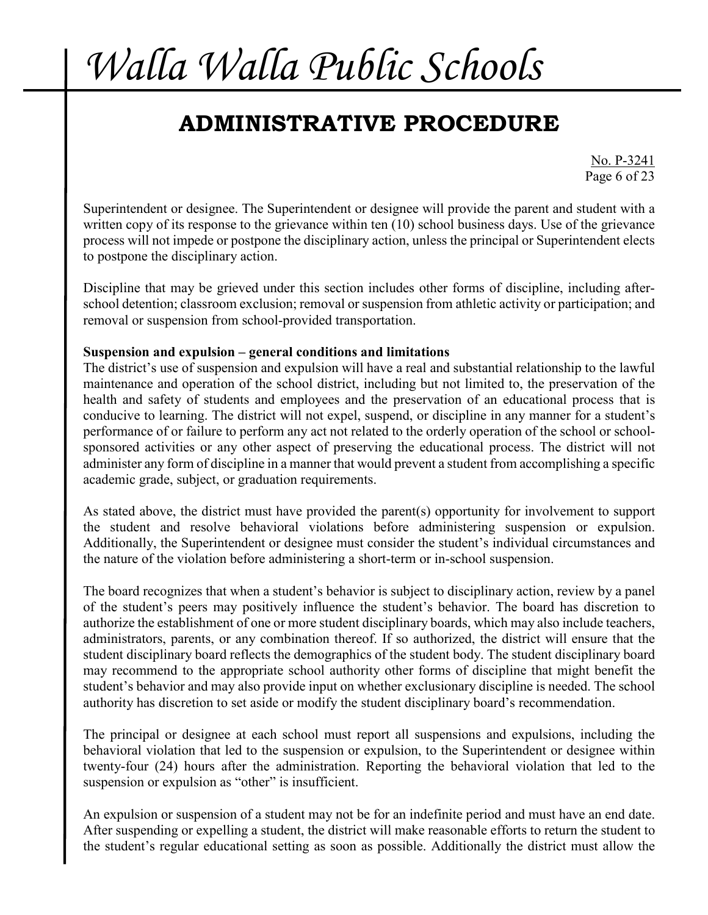Superintendent or designee. The Superintendent or designee will provide the parent and student with a written copy of its response to the grievance within ten (10) school business days. Use of the grievance process will not impede or postpone the disciplinary action, unless the principal or Superintendent elects to postpone the disciplinary action.

Discipline that may be grieved under this section includes other forms of discipline, including after-school detention; classroom exclusion; removal or suspension from athletic activity or participation; and removal or suspension from school-provided transportation.

**Suspension and expulsion – general conditions and limitations**

The district's use of suspension and expulsion will have a real and substantial relationship to the lawful maintenance and operation of the school district, including but not limited to, the preservation of the health and safety of students and employees and the preservation of an educational process that is conducive to learning. The district will not expel, suspend, or discipline in any manner for a student's performance of or failure to perform any act not related to the orderly operation of the school or school-sponsored activities or any other aspect of preserving the educational process. The district will not administer any form of discipline in a manner that would prevent a student from accomplishing a specific academic grade, subject, or graduation requirements.

As stated above, the district must have provided the parent(s) opportunity for involvement to support the student and resolve behavioral violations before administering suspension or expulsion. Additionally, the Superintendent or designee must consider the student's individual circumstances and the nature of the violation before administering a short-term or in-school suspension.

The board recognizes that when a student's behavior is subject to disciplinary action, review by a panel of the student's peers may positively influence the student's behavior. The board has discretion to authorize the establishment of one or more student disciplinary boards, which may also include teachers, administrators, parents, or any combination thereof. If so authorized, the district will ensure that the student disciplinary board reflects the demographics of the student body. The student disciplinary board may recommend to the appropriate school authority other forms of discipline that might benefit the student's behavior and may also provide input on whether exclusionary discipline is needed. The school authority has discretion to set aside or modify the student disciplinary board's recommendation.

The principal or designee at each school must report all suspensions and expulsions, including the behavioral violation that led to the suspension or expulsion, to the Superintendent or designee within twenty-four (24) hours after the administration. Reporting the behavioral violation that led to the suspension or expulsion as "other" is insufficient.

An expulsion or suspension of a student may not be for an indefinite period and must have an end date. After suspending or expelling a student, the district will make reasonable efforts to return the student to the student's regular educational setting as soon as possible. Additionally the district must allow the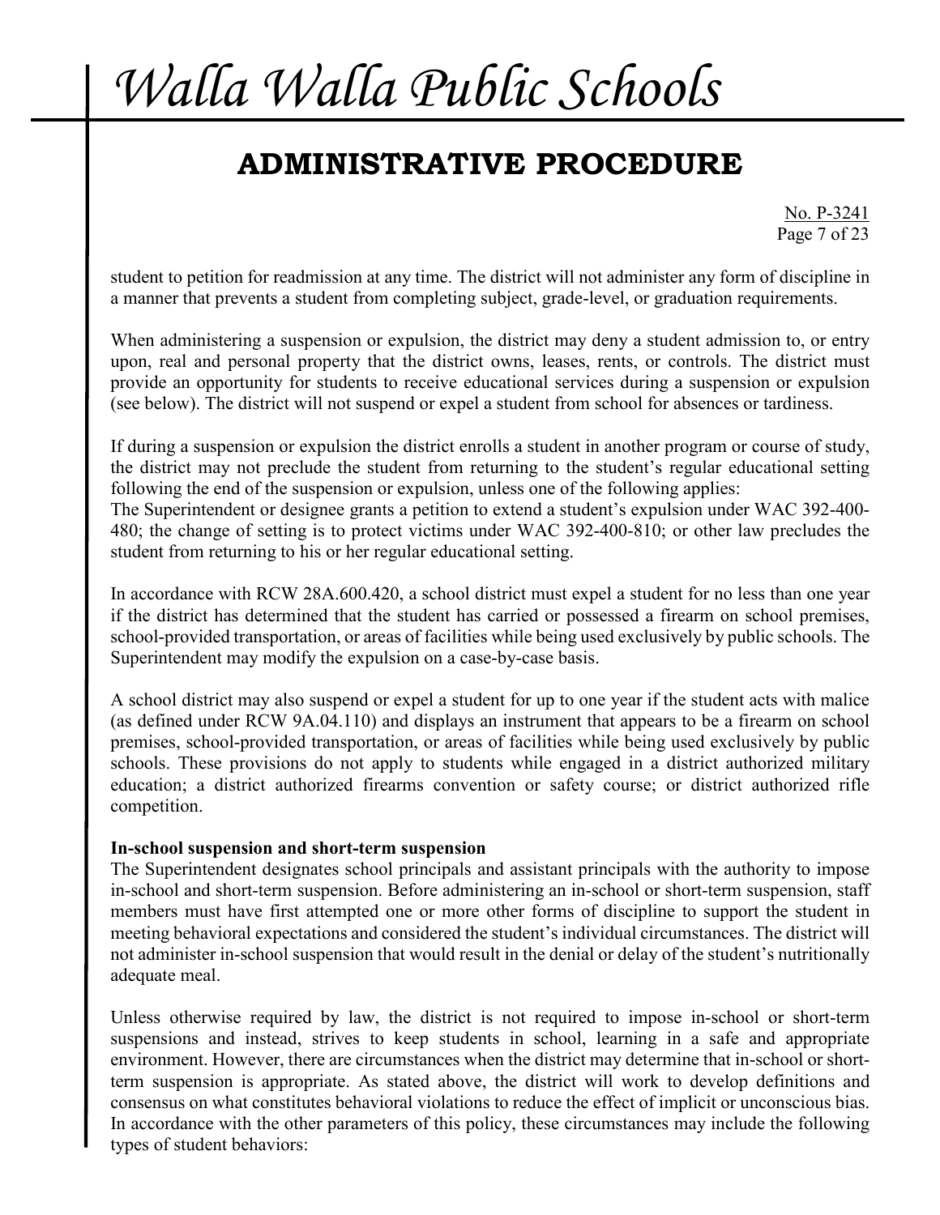student to petition for readmission at any time. The district will not administer any form of discipline in a manner that prevents a student from completing subject, grade-level, or graduation requirements.

When administering a suspension or expulsion, the district may deny a student admission to, or entry upon, real and personal property that the district owns, leases, rents, or controls. The district must provide an opportunity for students to receive educational services during a suspension or expulsion (see below). The district will not suspend or expel a student from school for absences or tardiness.

If during a suspension or expulsion the district enrolls a student in another program or course of study, the district may not preclude the student from returning to the student's regular educational setting following the end of the suspension or expulsion, unless one of the following applies:
The Superintendent or designee grants a petition to extend a student's expulsion under WAC 392-400-480; the change of setting is to protect victims under WAC 392-400-810; or other law precludes the student from returning to his or her regular educational setting.

In accordance with RCW 28A.600.420, a school district must expel a student for no less than one year if the district has determined that the student has carried or possessed a firearm on school premises, school-provided transportation, or areas of facilities while being used exclusively by public schools. The Superintendent may modify the expulsion on a case-by-case basis.

A school district may also suspend or expel a student for up to one year if the student acts with malice (as defined under RCW 9A.04.110) and displays an instrument that appears to be a firearm on school premises, school-provided transportation, or areas of facilities while being used exclusively by public schools. These provisions do not apply to students while engaged in a district authorized military education; a district authorized firearms convention or safety course; or district authorized rifle competition.

**In-school suspension and short-term suspension**
The Superintendent designates school principals and assistant principals with the authority to impose in-school and short-term suspension. Before administering an in-school or short-term suspension, staff members must have first attempted one or more other forms of discipline to support the student in meeting behavioral expectations and considered the student's individual circumstances. The district will not administer in-school suspension that would result in the denial or delay of the student's nutritionally adequate meal.

Unless otherwise required by law, the district is not required to impose in-school or short-term suspensions and instead, strives to keep students in school, learning in a safe and appropriate environment. However, there are circumstances when the district may determine that in-school or short-term suspension is appropriate. As stated above, the district will work to develop definitions and consensus on what constitutes behavioral violations to reduce the effect of implicit or unconscious bias. In accordance with the other parameters of this policy, these circumstances may include the following types of student behaviors: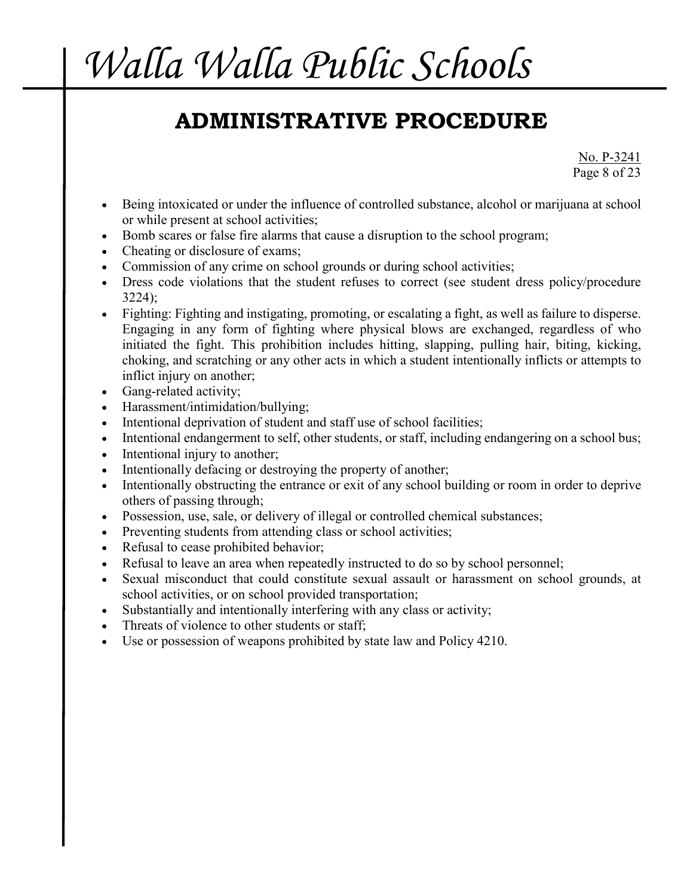- Being intoxicated or under the influence of controlled substance, alcohol or marijuana at school or while present at school activities;
- Bomb scares or false fire alarms that cause a disruption to the school program;
- Cheating or disclosure of exams;
- Commission of any crime on school grounds or during school activities;
- Dress code violations that the student refuses to correct (see student dress policy/procedure 3224);
- Fighting: Fighting and instigating, promoting, or escalating a fight, as well as failure to disperse. Engaging in any form of fighting where physical blows are exchanged, regardless of who initiated the fight. This prohibition includes hitting, slapping, pulling hair, biting, kicking, choking, and scratching or any other acts in which a student intentionally inflicts or attempts to inflict injury on another;
- Gang-related activity;
- Harassment/intimidation/bullying;
- Intentional deprivation of student and staff use of school facilities;
- Intentional endangerment to self, other students, or staff, including endangering on a school bus;
- Intentional injury to another;
- Intentionally defacing or destroying the property of another;
- Intentionally obstructing the entrance or exit of any school building or room in order to deprive others of passing through;
- Possession, use, sale, or delivery of illegal or controlled chemical substances;
- Preventing students from attending class or school activities;
- Refusal to cease prohibited behavior;
- Refusal to leave an area when repeatedly instructed to do so by school personnel;
- Sexual misconduct that could constitute sexual assault or harassment on school grounds, at school activities, or on school provided transportation;
- Substantially and intentionally interfering with any class or activity;
- Threats of violence to other students or staff;
- Use or possession of weapons prohibited by state law and Policy 4210.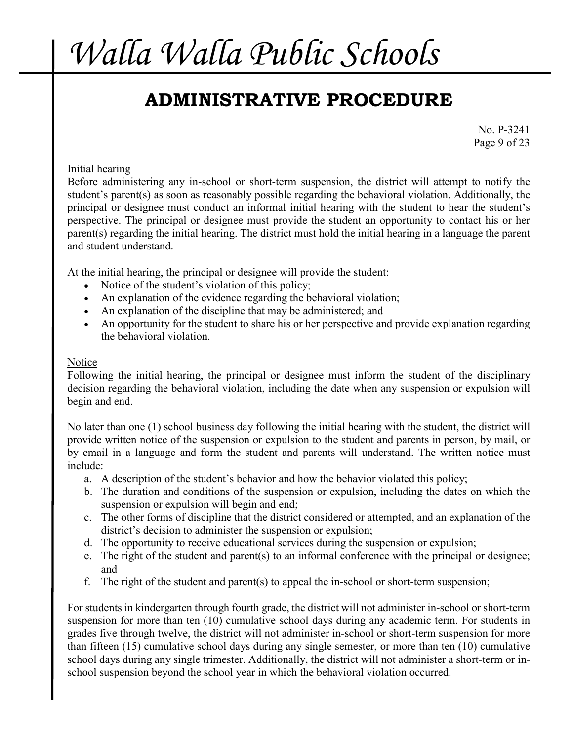Initial hearing
Before administering any in-school or short-term suspension, the district will attempt to notify the student's parent(s) as soon as reasonably possible regarding the behavioral violation. Additionally, the principal or designee must conduct an informal initial hearing with the student to hear the student's perspective. The principal or designee must provide the student an opportunity to contact his or her parent(s) regarding the initial hearing. The district must hold the initial hearing in a language the parent and student understand.

At the initial hearing, the principal or designee will provide the student:

- Notice of the student's violation of this policy;
- An explanation of the evidence regarding the behavioral violation;
- An explanation of the discipline that may be administered; and
- An opportunity for the student to share his or her perspective and provide explanation regarding the behavioral violation.

Notice
Following the initial hearing, the principal or designee must inform the student of the disciplinary decision regarding the behavioral violation, including the date when any suspension or expulsion will begin and end.

No later than one (1) school business day following the initial hearing with the student, the district will provide written notice of the suspension or expulsion to the student and parents in person, by mail, or by email in a language and form the student and parents will understand. The written notice must include:

a. A description of the student's behavior and how the behavior violated this policy;
b. The duration and conditions of the suspension or expulsion, including the dates on which the suspension or expulsion will begin and end;
c. The other forms of discipline that the district considered or attempted, and an explanation of the district's decision to administer the suspension or expulsion;
d. The opportunity to receive educational services during the suspension or expulsion;
e. The right of the student and parent(s) to an informal conference with the principal or designee; and
f. The right of the student and parent(s) to appeal the in-school or short-term suspension;

For students in kindergarten through fourth grade, the district will not administer in-school or short-term suspension for more than ten (10) cumulative school days during any academic term. For students in grades five through twelve, the district will not administer in-school or short-term suspension for more than fifteen (15) cumulative school days during any single semester, or more than ten (10) cumulative school days during any single trimester. Additionally, the district will not administer a short-term or in-school suspension beyond the school year in which the behavioral violation occurred.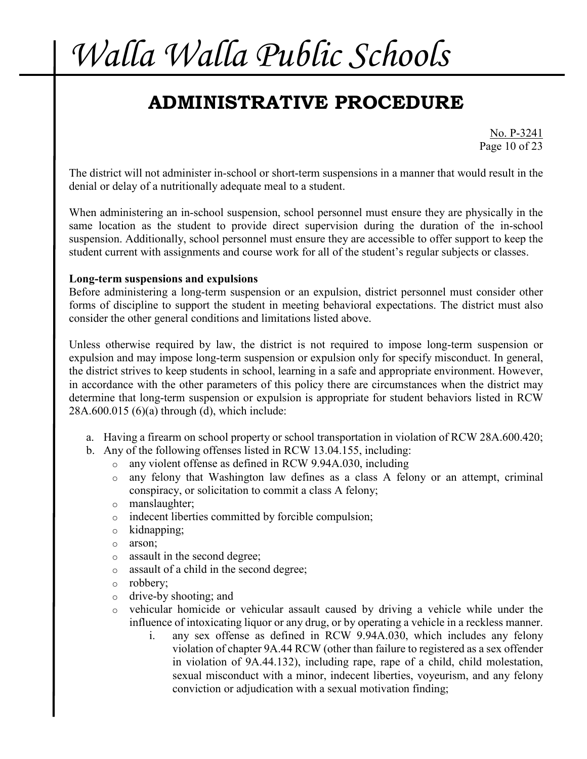The district will not administer in-school or short-term suspensions in a manner that would result in the denial or delay of a nutritionally adequate meal to a student.

When administering an in-school suspension, school personnel must ensure they are physically in the same location as the student to provide direct supervision during the duration of the in-school suspension. Additionally, school personnel must ensure they are accessible to offer support to keep the student current with assignments and course work for all of the student's regular subjects or classes.

**Long-term suspensions and expulsions**
Before administering a long-term suspension or an expulsion, district personnel must consider other forms of discipline to support the student in meeting behavioral expectations. The district must also consider the other general conditions and limitations listed above.

Unless otherwise required by law, the district is not required to impose long-term suspension or expulsion and may impose long-term suspension or expulsion only for specify misconduct. In general, the district strives to keep students in school, learning in a safe and appropriate environment. However, in accordance with the other parameters of this policy there are circumstances when the district may determine that long-term suspension or expulsion is appropriate for student behaviors listed in RCW 28A.600.015 (6)(a) through (d), which include:

a. Having a firearm on school property or school transportation in violation of RCW 28A.600.420;
b. Any of the following offenses listed in RCW 13.04.155, including:
    - any violent offense as defined in RCW 9.94A.030, including
    - any felony that Washington law defines as a class A felony or an attempt, criminal conspiracy, or solicitation to commit a class A felony;
    - manslaughter;
    - indecent liberties committed by forcible compulsion;
    - kidnapping;
    - arson;
    - assault in the second degree;
    - assault of a child in the second degree;
    - robbery;
    - drive-by shooting; and
    - vehicular homicide or vehicular assault caused by driving a vehicle while under the influence of intoxicating liquor or any drug, or by operating a vehicle in a reckless manner.
        i. any sex offense as defined in RCW 9.94A.030, which includes any felony violation of chapter 9A.44 RCW (other than failure to registered as a sex offender in violation of 9A.44.132), including rape, rape of a child, child molestation, sexual misconduct with a minor, indecent liberties, voyeurism, and any felony conviction or adjudication with a sexual motivation finding;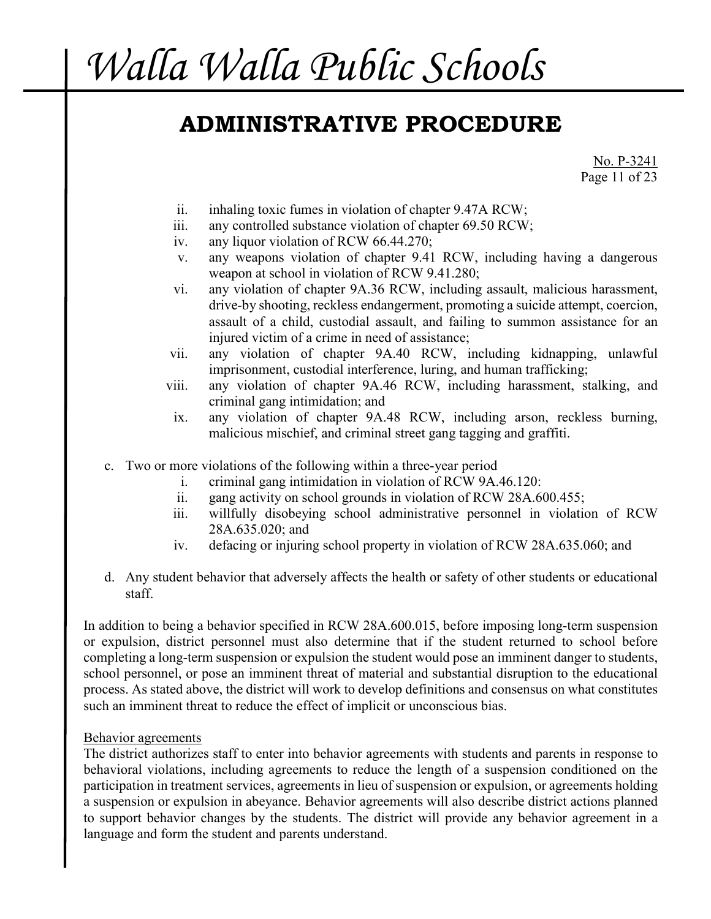ii. inhaling toxic fumes in violation of chapter 9.47A RCW;
   iii. any controlled substance violation of chapter 69.50 RCW;
   iv. any liquor violation of RCW 66.44.270;
   v. any weapons violation of chapter 9.41 RCW, including having a dangerous weapon at school in violation of RCW 9.41.280;
   vi. any violation of chapter 9A.36 RCW, including assault, malicious harassment, drive-by shooting, reckless endangerment, promoting a suicide attempt, coercion, assault of a child, custodial assault, and failing to summon assistance for an injured victim of a crime in need of assistance;
   vii. any violation of chapter 9A.40 RCW, including kidnapping, unlawful imprisonment, custodial interference, luring, and human trafficking;
   viii. any violation of chapter 9A.46 RCW, including harassment, stalking, and criminal gang intimidation; and
   ix. any violation of chapter 9A.48 RCW, including arson, reckless burning, malicious mischief, and criminal street gang tagging and graffiti.

c. Two or more violations of the following within a three-year period
   i. criminal gang intimidation in violation of RCW 9A.46.120:
   ii. gang activity on school grounds in violation of RCW 28A.600.455;
   iii. willfully disobeying school administrative personnel in violation of RCW 28A.635.020; and
   iv. defacing or injuring school property in violation of RCW 28A.635.060; and

d. Any student behavior that adversely affects the health or safety of other students or educational staff.

In addition to being a behavior specified in RCW 28A.600.015, before imposing long-term suspension or expulsion, district personnel must also determine that if the student returned to school before completing a long-term suspension or expulsion the student would pose an imminent danger to students, school personnel, or pose an imminent threat of material and substantial disruption to the educational process. As stated above, the district will work to develop definitions and consensus on what constitutes such an imminent threat to reduce the effect of implicit or unconscious bias.

Behavior agreements

The district authorizes staff to enter into behavior agreements with students and parents in response to behavioral violations, including agreements to reduce the length of a suspension conditioned on the participation in treatment services, agreements in lieu of suspension or expulsion, or agreements holding a suspension or expulsion in abeyance. Behavior agreements will also describe district actions planned to support behavior changes by the students. The district will provide any behavior agreement in a language and form the student and parents understand.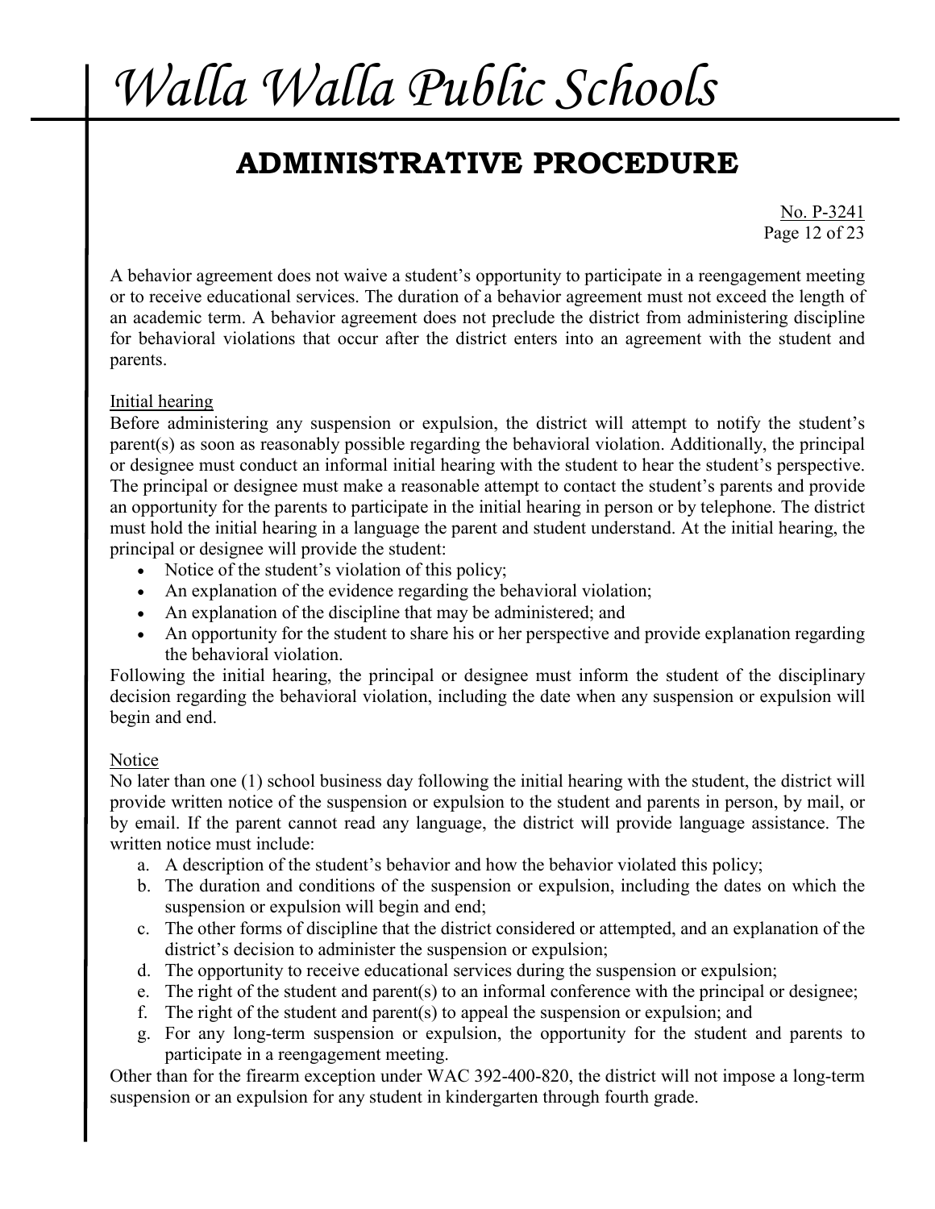A behavior agreement does not waive a student's opportunity to participate in a reengagement meeting or to receive educational services. The duration of a behavior agreement must not exceed the length of an academic term. A behavior agreement does not preclude the district from administering discipline for behavioral violations that occur after the district enters into an agreement with the student and parents.

Initial hearing

Before administering any suspension or expulsion, the district will attempt to notify the student's parent(s) as soon as reasonably possible regarding the behavioral violation. Additionally, the principal or designee must conduct an informal initial hearing with the student to hear the student's perspective. The principal or designee must make a reasonable attempt to contact the student's parents and provide an opportunity for the parents to participate in the initial hearing in person or by telephone. The district must hold the initial hearing in a language the parent and student understand. At the initial hearing, the principal or designee will provide the student:

- Notice of the student's violation of this policy;
- An explanation of the evidence regarding the behavioral violation;
- An explanation of the discipline that may be administered; and
- An opportunity for the student to share his or her perspective and provide explanation regarding the behavioral violation.

Following the initial hearing, the principal or designee must inform the student of the disciplinary decision regarding the behavioral violation, including the date when any suspension or expulsion will begin and end.

Notice

No later than one (1) school business day following the initial hearing with the student, the district will provide written notice of the suspension or expulsion to the student and parents in person, by mail, or by email. If the parent cannot read any language, the district will provide language assistance. The written notice must include:

a. A description of the student's behavior and how the behavior violated this policy;
b. The duration and conditions of the suspension or expulsion, including the dates on which the suspension or expulsion will begin and end;
c. The other forms of discipline that the district considered or attempted, and an explanation of the district's decision to administer the suspension or expulsion;
d. The opportunity to receive educational services during the suspension or expulsion;
e. The right of the student and parent(s) to an informal conference with the principal or designee;
f. The right of the student and parent(s) to appeal the suspension or expulsion; and
g. For any long-term suspension or expulsion, the opportunity for the student and parents to participate in a reengagement meeting.

Other than for the firearm exception under WAC 392-400-820, the district will not impose a long-term suspension or an expulsion for any student in kindergarten through fourth grade.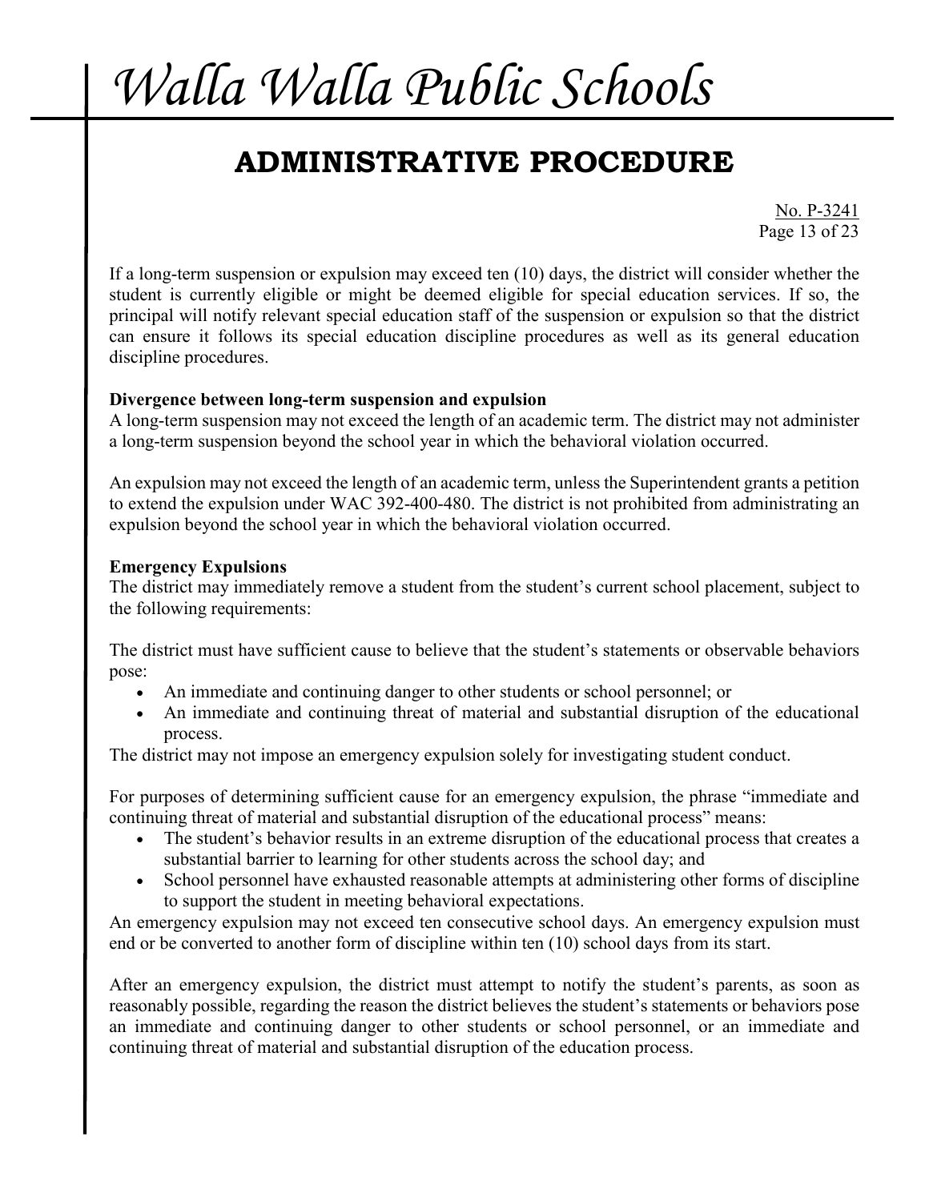If a long-term suspension or expulsion may exceed ten (10) days, the district will consider whether the student is currently eligible or might be deemed eligible for special education services. If so, the principal will notify relevant special education staff of the suspension or expulsion so that the district can ensure it follows its special education discipline procedures as well as its general education discipline procedures.

**Divergence between long-term suspension and expulsion**

A long-term suspension may not exceed the length of an academic term. The district may not administer a long-term suspension beyond the school year in which the behavioral violation occurred.

An expulsion may not exceed the length of an academic term, unless the Superintendent grants a petition to extend the expulsion under WAC 392-400-480. The district is not prohibited from administrating an expulsion beyond the school year in which the behavioral violation occurred.

**Emergency Expulsions**

The district may immediately remove a student from the student's current school placement, subject to the following requirements:

The district must have sufficient cause to believe that the student's statements or observable behaviors pose:

- An immediate and continuing danger to other students or school personnel; or
- An immediate and continuing threat of material and substantial disruption of the educational process.

The district may not impose an emergency expulsion solely for investigating student conduct.

For purposes of determining sufficient cause for an emergency expulsion, the phrase "immediate and continuing threat of material and substantial disruption of the educational process" means:

- The student's behavior results in an extreme disruption of the educational process that creates a substantial barrier to learning for other students across the school day; and
- School personnel have exhausted reasonable attempts at administering other forms of discipline to support the student in meeting behavioral expectations.

An emergency expulsion may not exceed ten consecutive school days. An emergency expulsion must end or be converted to another form of discipline within ten (10) school days from its start.

After an emergency expulsion, the district must attempt to notify the student's parents, as soon as reasonably possible, regarding the reason the district believes the student's statements or behaviors pose an immediate and continuing danger to other students or school personnel, or an immediate and continuing threat of material and substantial disruption of the education process.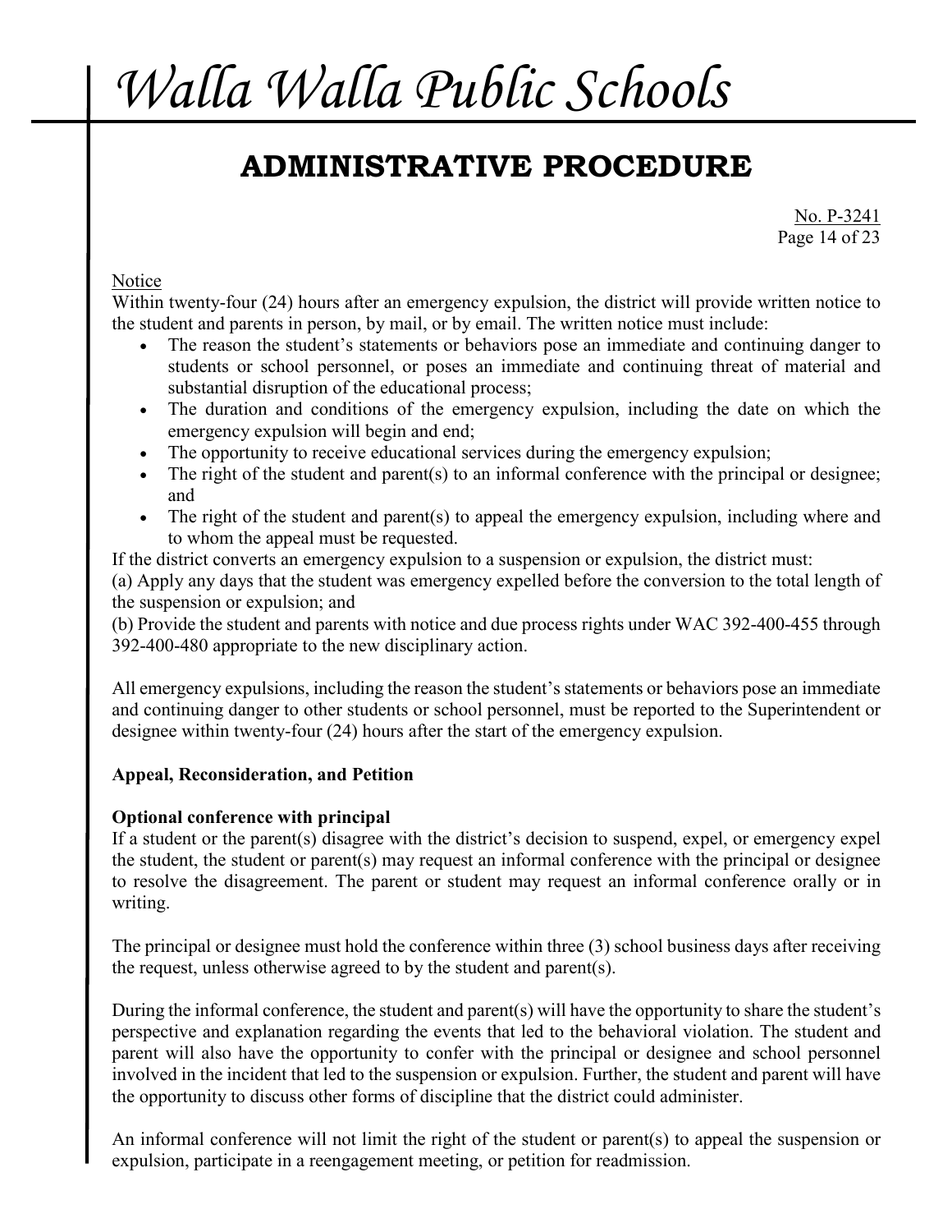Notice

Within twenty-four (24) hours after an emergency expulsion, the district will provide written notice to the student and parents in person, by mail, or by email. The written notice must include:

- The reason the student's statements or behaviors pose an immediate and continuing danger to students or school personnel, or poses an immediate and continuing threat of material and substantial disruption of the educational process;
- The duration and conditions of the emergency expulsion, including the date on which the emergency expulsion will begin and end;
- The opportunity to receive educational services during the emergency expulsion;
- The right of the student and parent(s) to an informal conference with the principal or designee; and
- The right of the student and parent(s) to appeal the emergency expulsion, including where and to whom the appeal must be requested.

If the district converts an emergency expulsion to a suspension or expulsion, the district must:

(a) Apply any days that the student was emergency expelled before the conversion to the total length of the suspension or expulsion; and

(b) Provide the student and parents with notice and due process rights under WAC 392-400-455 through 392-400-480 appropriate to the new disciplinary action.

All emergency expulsions, including the reason the student's statements or behaviors pose an immediate and continuing danger to other students or school personnel, must be reported to the Superintendent or designee within twenty-four (24) hours after the start of the emergency expulsion.

**Appeal, Reconsideration, and Petition**

**Optional conference with principal**

If a student or the parent(s) disagree with the district's decision to suspend, expel, or emergency expel the student, the student or parent(s) may request an informal conference with the principal or designee to resolve the disagreement. The parent or student may request an informal conference orally or in writing.

The principal or designee must hold the conference within three (3) school business days after receiving the request, unless otherwise agreed to by the student and parent(s).

During the informal conference, the student and parent(s) will have the opportunity to share the student's perspective and explanation regarding the events that led to the behavioral violation. The student and parent will also have the opportunity to confer with the principal or designee and school personnel involved in the incident that led to the suspension or expulsion. Further, the student and parent will have the opportunity to discuss other forms of discipline that the district could administer.

An informal conference will not limit the right of the student or parent(s) to appeal the suspension or expulsion, participate in a reengagement meeting, or petition for readmission.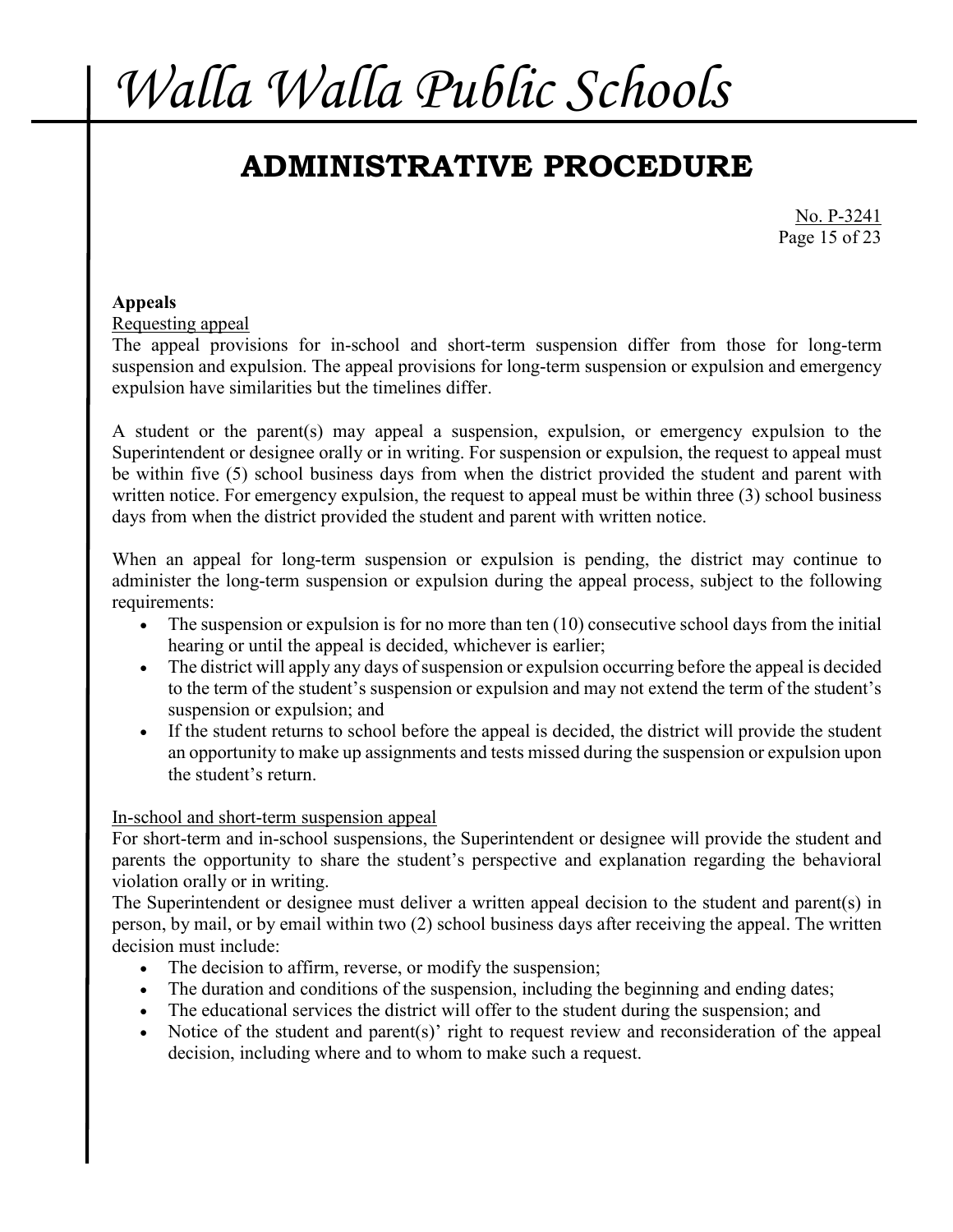**Appeals**

Requesting appeal

The appeal provisions for in-school and short-term suspension differ from those for long-term suspension and expulsion. The appeal provisions for long-term suspension or expulsion and emergency expulsion have similarities but the timelines differ.

A student or the parent(s) may appeal a suspension, expulsion, or emergency expulsion to the Superintendent or designee orally or in writing. For suspension or expulsion, the request to appeal must be within five (5) school business days from when the district provided the student and parent with written notice. For emergency expulsion, the request to appeal must be within three (3) school business days from when the district provided the student and parent with written notice.

When an appeal for long-term suspension or expulsion is pending, the district may continue to administer the long-term suspension or expulsion during the appeal process, subject to the following requirements:

- The suspension or expulsion is for no more than ten (10) consecutive school days from the initial hearing or until the appeal is decided, whichever is earlier;
- The district will apply any days of suspension or expulsion occurring before the appeal is decided to the term of the student's suspension or expulsion and may not extend the term of the student's suspension or expulsion; and
- If the student returns to school before the appeal is decided, the district will provide the student an opportunity to make up assignments and tests missed during the suspension or expulsion upon the student's return.

In-school and short-term suspension appeal

For short-term and in-school suspensions, the Superintendent or designee will provide the student and parents the opportunity to share the student's perspective and explanation regarding the behavioral violation orally or in writing.

The Superintendent or designee must deliver a written appeal decision to the student and parent(s) in person, by mail, or by email within two (2) school business days after receiving the appeal. The written decision must include:

- The decision to affirm, reverse, or modify the suspension;
- The duration and conditions of the suspension, including the beginning and ending dates;
- The educational services the district will offer to the student during the suspension; and
- Notice of the student and parent(s)' right to request review and reconsideration of the appeal decision, including where and to whom to make such a request.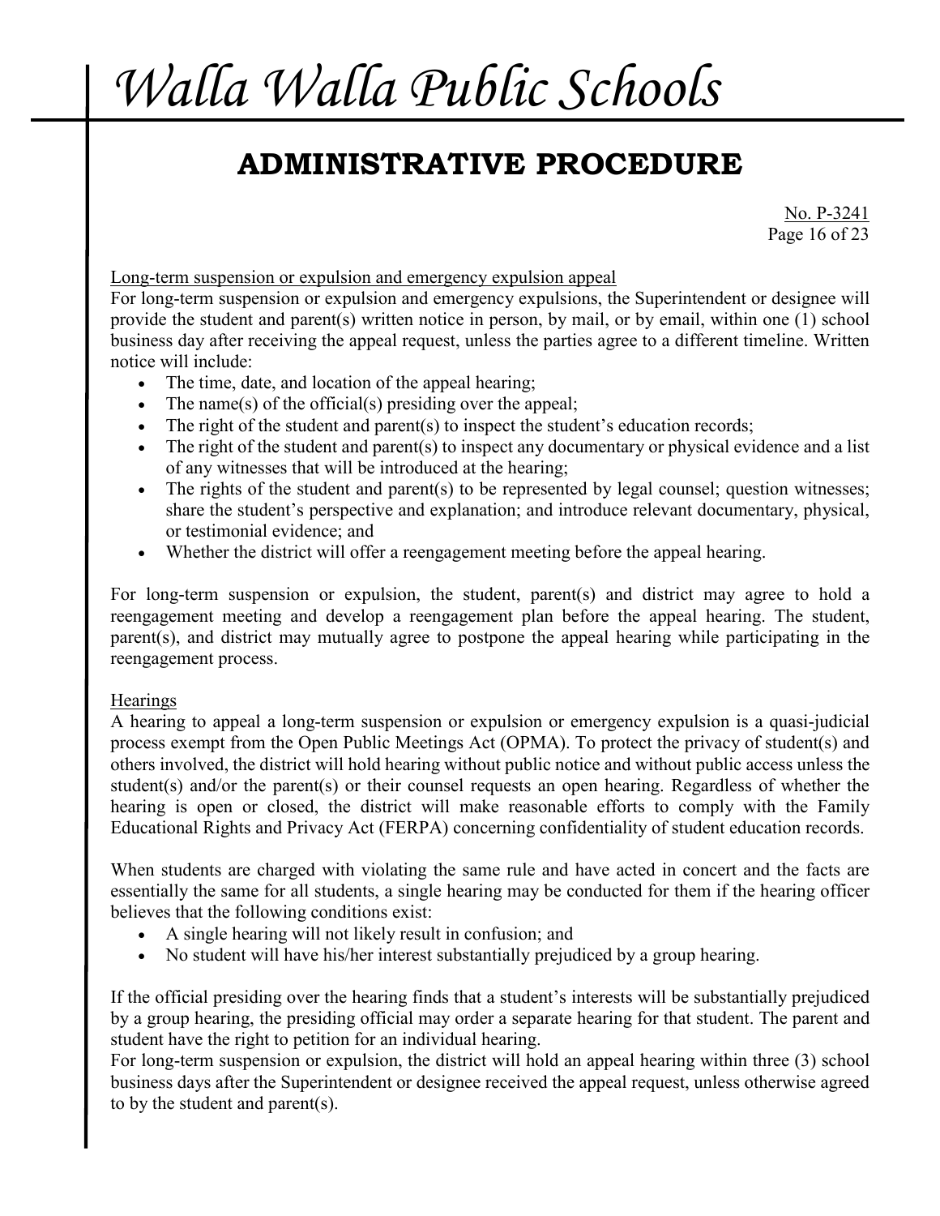Long-term suspension or expulsion and emergency expulsion appeal

For long-term suspension or expulsion and emergency expulsions, the Superintendent or designee will provide the student and parent(s) written notice in person, by mail, or by email, within one (1) school business day after receiving the appeal request, unless the parties agree to a different timeline. Written notice will include:

- The time, date, and location of the appeal hearing;
- The name(s) of the official(s) presiding over the appeal;
- The right of the student and parent(s) to inspect the student's education records;
- The right of the student and parent(s) to inspect any documentary or physical evidence and a list of any witnesses that will be introduced at the hearing;
- The rights of the student and parent(s) to be represented by legal counsel; question witnesses; share the student's perspective and explanation; and introduce relevant documentary, physical, or testimonial evidence; and
- Whether the district will offer a reengagement meeting before the appeal hearing.

For long-term suspension or expulsion, the student, parent(s) and district may agree to hold a reengagement meeting and develop a reengagement plan before the appeal hearing. The student, parent(s), and district may mutually agree to postpone the appeal hearing while participating in the reengagement process.

Hearings

A hearing to appeal a long-term suspension or expulsion or emergency expulsion is a quasi-judicial process exempt from the Open Public Meetings Act (OPMA). To protect the privacy of student(s) and others involved, the district will hold hearing without public notice and without public access unless the student(s) and/or the parent(s) or their counsel requests an open hearing. Regardless of whether the hearing is open or closed, the district will make reasonable efforts to comply with the Family Educational Rights and Privacy Act (FERPA) concerning confidentiality of student education records.

When students are charged with violating the same rule and have acted in concert and the facts are essentially the same for all students, a single hearing may be conducted for them if the hearing officer believes that the following conditions exist:

- A single hearing will not likely result in confusion; and
- No student will have his/her interest substantially prejudiced by a group hearing.

If the official presiding over the hearing finds that a student's interests will be substantially prejudiced by a group hearing, the presiding official may order a separate hearing for that student. The parent and student have the right to petition for an individual hearing.

For long-term suspension or expulsion, the district will hold an appeal hearing within three (3) school business days after the Superintendent or designee received the appeal request, unless otherwise agreed to by the student and parent(s).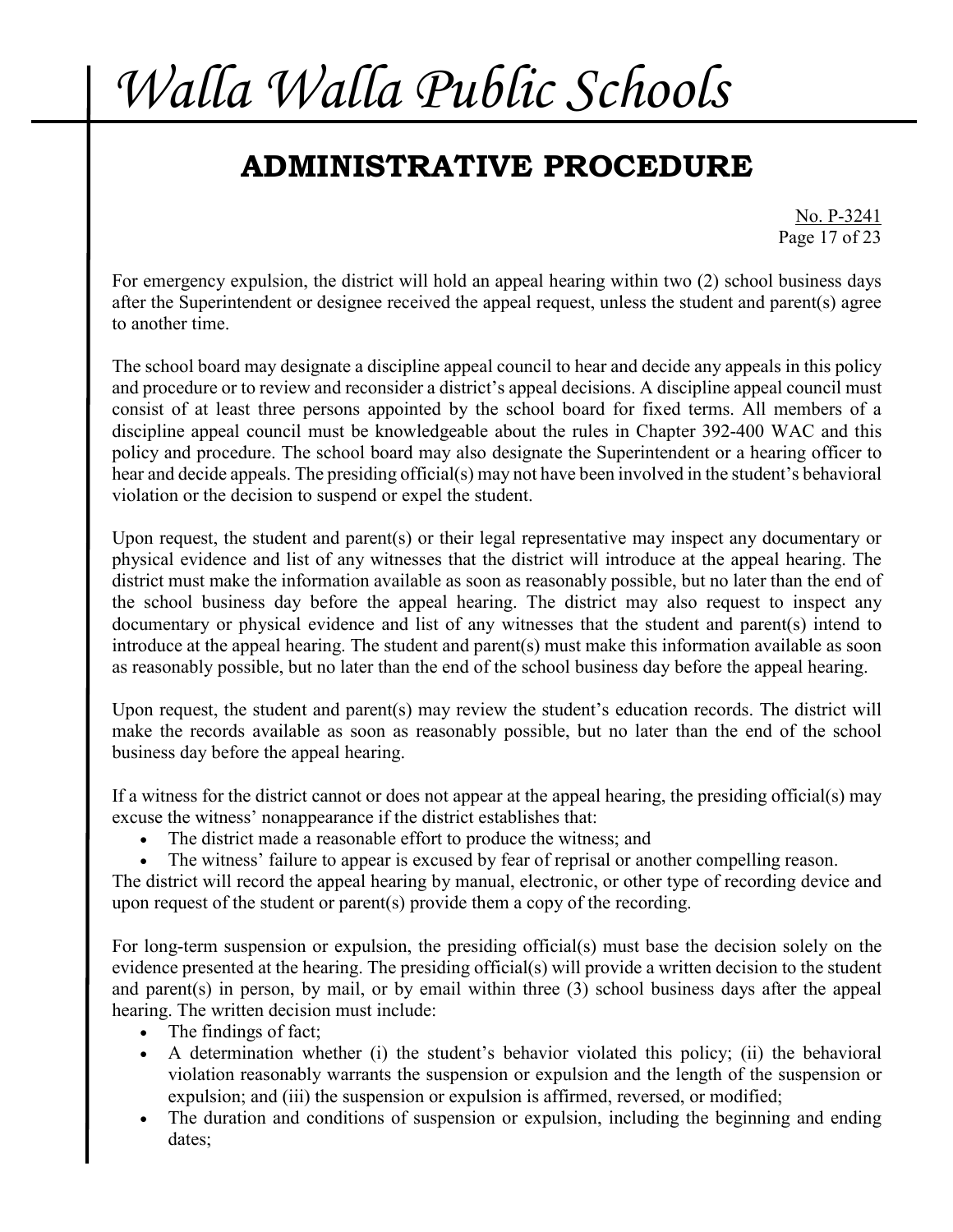For emergency expulsion, the district will hold an appeal hearing within two (2) school business days after the Superintendent or designee received the appeal request, unless the student and parent(s) agree to another time.

The school board may designate a discipline appeal council to hear and decide any appeals in this policy and procedure or to review and reconsider a district's appeal decisions. A discipline appeal council must consist of at least three persons appointed by the school board for fixed terms. All members of a discipline appeal council must be knowledgeable about the rules in Chapter 392-400 WAC and this policy and procedure. The school board may also designate the Superintendent or a hearing officer to hear and decide appeals. The presiding official(s) may not have been involved in the student's behavioral violation or the decision to suspend or expel the student.

Upon request, the student and parent(s) or their legal representative may inspect any documentary or physical evidence and list of any witnesses that the district will introduce at the appeal hearing. The district must make the information available as soon as reasonably possible, but no later than the end of the school business day before the appeal hearing. The district may also request to inspect any documentary or physical evidence and list of any witnesses that the student and parent(s) intend to introduce at the appeal hearing. The student and parent(s) must make this information available as soon as reasonably possible, but no later than the end of the school business day before the appeal hearing.

Upon request, the student and parent(s) may review the student's education records. The district will make the records available as soon as reasonably possible, but no later than the end of the school business day before the appeal hearing.

If a witness for the district cannot or does not appear at the appeal hearing, the presiding official(s) may excuse the witness' nonappearance if the district establishes that:

- The district made a reasonable effort to produce the witness; and
- The witness' failure to appear is excused by fear of reprisal or another compelling reason.

The district will record the appeal hearing by manual, electronic, or other type of recording device and upon request of the student or parent(s) provide them a copy of the recording.

For long-term suspension or expulsion, the presiding official(s) must base the decision solely on the evidence presented at the hearing. The presiding official(s) will provide a written decision to the student and parent(s) in person, by mail, or by email within three (3) school business days after the appeal hearing. The written decision must include:

- The findings of fact;
- A determination whether (i) the student's behavior violated this policy; (ii) the behavioral violation reasonably warrants the suspension or expulsion and the length of the suspension or expulsion; and (iii) the suspension or expulsion is affirmed, reversed, or modified;
- The duration and conditions of suspension or expulsion, including the beginning and ending dates;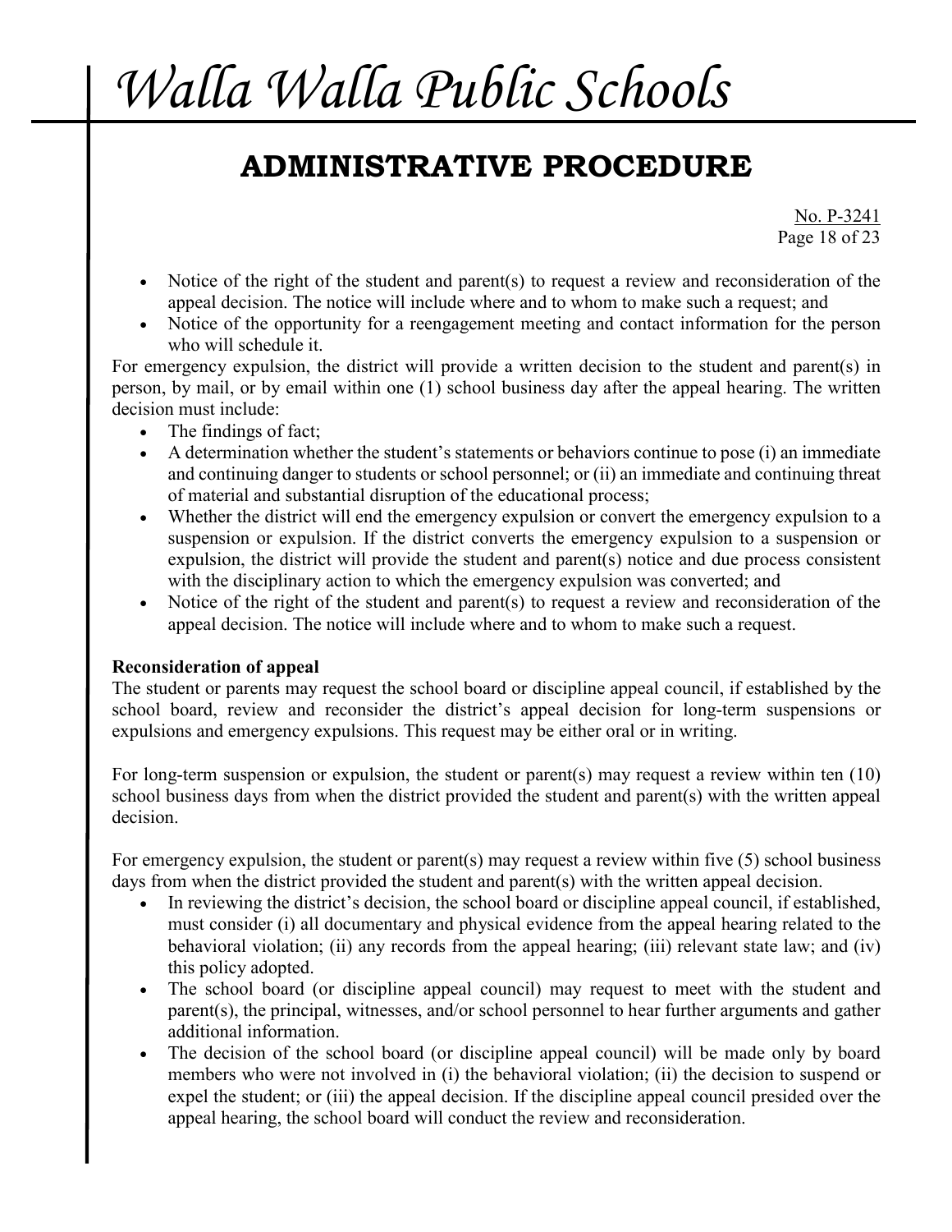- Notice of the right of the student and parent(s) to request a review and reconsideration of the appeal decision. The notice will include where and to whom to make such a request; and
- Notice of the opportunity for a reengagement meeting and contact information for the person who will schedule it.

For emergency expulsion, the district will provide a written decision to the student and parent(s) in person, by mail, or by email within one (1) school business day after the appeal hearing. The written decision must include:

- The findings of fact;
- A determination whether the student's statements or behaviors continue to pose (i) an immediate and continuing danger to students or school personnel; or (ii) an immediate and continuing threat of material and substantial disruption of the educational process;
- Whether the district will end the emergency expulsion or convert the emergency expulsion to a suspension or expulsion. If the district converts the emergency expulsion to a suspension or expulsion, the district will provide the student and parent(s) notice and due process consistent with the disciplinary action to which the emergency expulsion was converted; and
- Notice of the right of the student and parent(s) to request a review and reconsideration of the appeal decision. The notice will include where and to whom to make such a request.

**Reconsideration of appeal**

The student or parents may request the school board or discipline appeal council, if established by the school board, review and reconsider the district's appeal decision for long-term suspensions or expulsions and emergency expulsions. This request may be either oral or in writing.

For long-term suspension or expulsion, the student or parent(s) may request a review within ten (10) school business days from when the district provided the student and parent(s) with the written appeal decision.

For emergency expulsion, the student or parent(s) may request a review within five (5) school business days from when the district provided the student and parent(s) with the written appeal decision.

- In reviewing the district's decision, the school board or discipline appeal council, if established, must consider (i) all documentary and physical evidence from the appeal hearing related to the behavioral violation; (ii) any records from the appeal hearing; (iii) relevant state law; and (iv) this policy adopted.
- The school board (or discipline appeal council) may request to meet with the student and parent(s), the principal, witnesses, and/or school personnel to hear further arguments and gather additional information.
- The decision of the school board (or discipline appeal council) will be made only by board members who were not involved in (i) the behavioral violation; (ii) the decision to suspend or expel the student; or (iii) the appeal decision. If the discipline appeal council presided over the appeal hearing, the school board will conduct the review and reconsideration.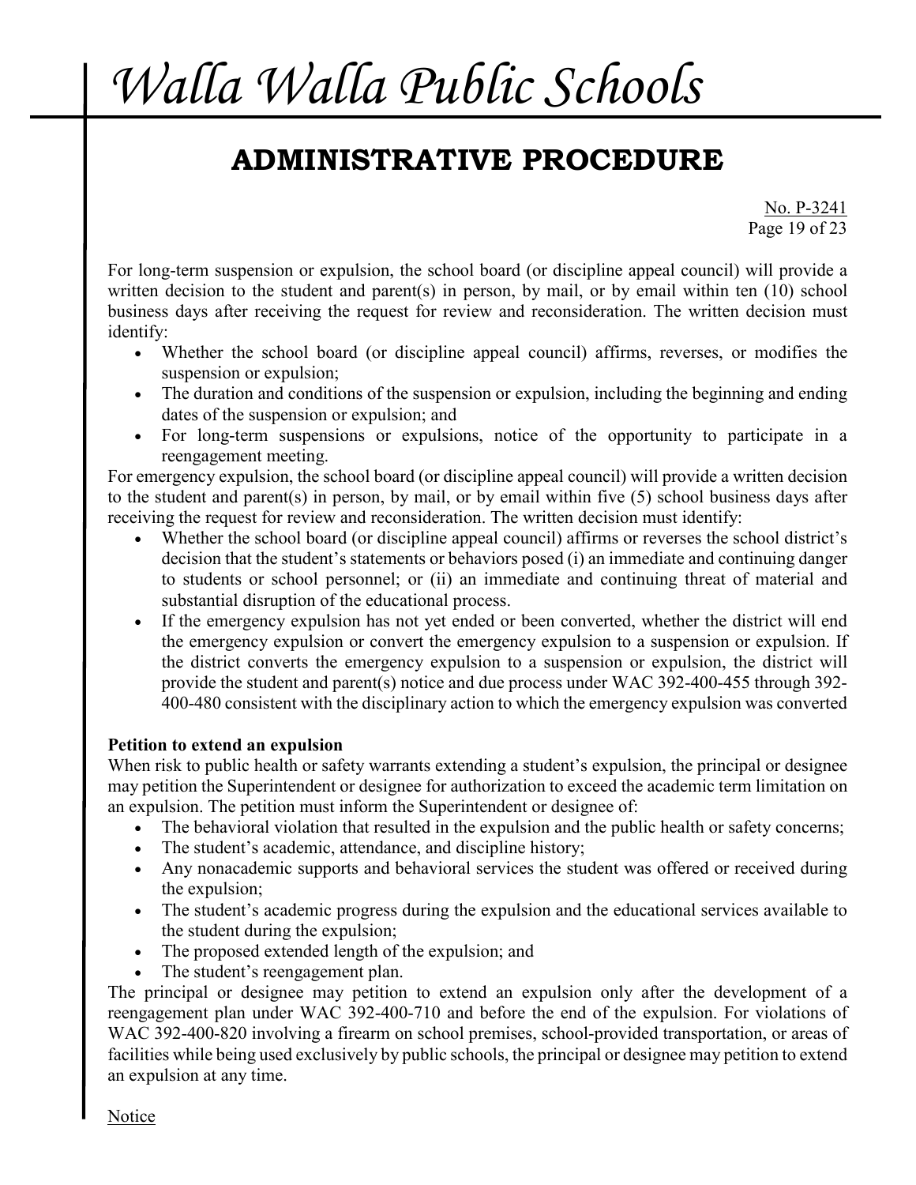For long-term suspension or expulsion, the school board (or discipline appeal council) will provide a written decision to the student and parent(s) in person, by mail, or by email within ten (10) school business days after receiving the request for review and reconsideration. The written decision must identify:

- Whether the school board (or discipline appeal council) affirms, reverses, or modifies the suspension or expulsion;
- The duration and conditions of the suspension or expulsion, including the beginning and ending dates of the suspension or expulsion; and
- For long-term suspensions or expulsions, notice of the opportunity to participate in a reengagement meeting.

For emergency expulsion, the school board (or discipline appeal council) will provide a written decision to the student and parent(s) in person, by mail, or by email within five (5) school business days after receiving the request for review and reconsideration. The written decision must identify:

- Whether the school board (or discipline appeal council) affirms or reverses the school district's decision that the student's statements or behaviors posed (i) an immediate and continuing danger to students or school personnel; or (ii) an immediate and continuing threat of material and substantial disruption of the educational process.
- If the emergency expulsion has not yet ended or been converted, whether the district will end the emergency expulsion or convert the emergency expulsion to a suspension or expulsion. If the district converts the emergency expulsion to a suspension or expulsion, the district will provide the student and parent(s) notice and due process under WAC 392-400-455 through 392-400-480 consistent with the disciplinary action to which the emergency expulsion was converted

**Petition to extend an expulsion**

When risk to public health or safety warrants extending a student's expulsion, the principal or designee may petition the Superintendent or designee for authorization to exceed the academic term limitation on an expulsion. The petition must inform the Superintendent or designee of:

- The behavioral violation that resulted in the expulsion and the public health or safety concerns;
- The student's academic, attendance, and discipline history;
- Any nonacademic supports and behavioral services the student was offered or received during the expulsion;
- The student's academic progress during the expulsion and the educational services available to the student during the expulsion;
- The proposed extended length of the expulsion; and
- The student's reengagement plan.

The principal or designee may petition to extend an expulsion only after the development of a reengagement plan under WAC 392-400-710 and before the end of the expulsion. For violations of WAC 392-400-820 involving a firearm on school premises, school-provided transportation, or areas of facilities while being used exclusively by public schools, the principal or designee may petition to extend an expulsion at any time.

<u>Notice</u>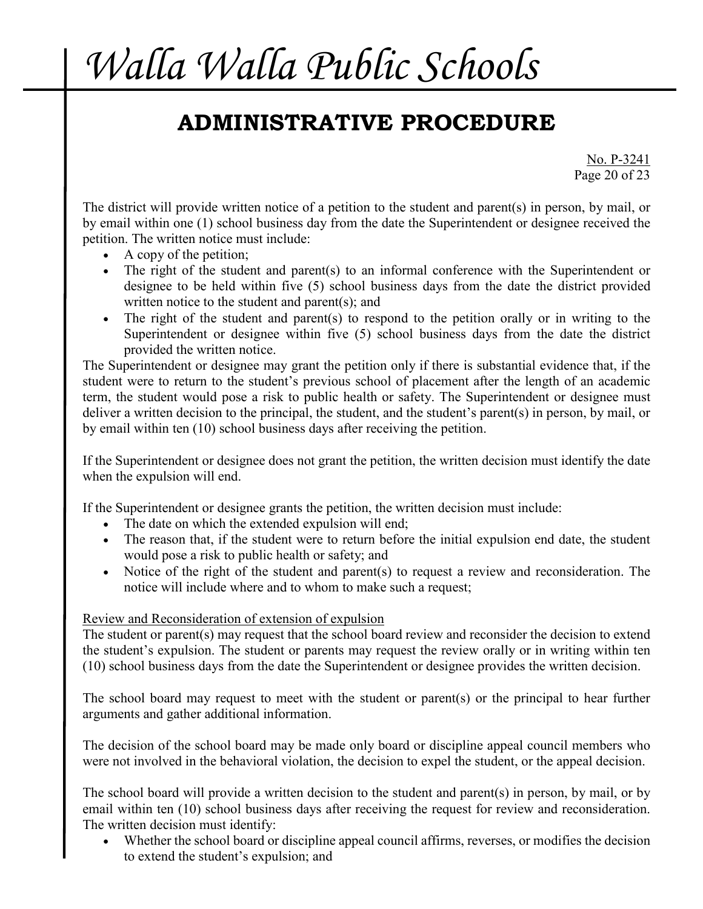The district will provide written notice of a petition to the student and parent(s) in person, by mail, or by email within one (1) school business day from the date the Superintendent or designee received the petition. The written notice must include:

- A copy of the petition;
- The right of the student and parent(s) to an informal conference with the Superintendent or designee to be held within five (5) school business days from the date the district provided written notice to the student and parent(s); and
- The right of the student and parent(s) to respond to the petition orally or in writing to the Superintendent or designee within five (5) school business days from the date the district provided the written notice.

The Superintendent or designee may grant the petition only if there is substantial evidence that, if the student were to return to the student's previous school of placement after the length of an academic term, the student would pose a risk to public health or safety. The Superintendent or designee must deliver a written decision to the principal, the student, and the student's parent(s) in person, by mail, or by email within ten (10) school business days after receiving the petition.

If the Superintendent or designee does not grant the petition, the written decision must identify the date when the expulsion will end.

If the Superintendent or designee grants the petition, the written decision must include:

- The date on which the extended expulsion will end;
- The reason that, if the student were to return before the initial expulsion end date, the student would pose a risk to public health or safety; and
- Notice of the right of the student and parent(s) to request a review and reconsideration. The notice will include where and to whom to make such a request;

Review and Reconsideration of extension of expulsion

The student or parent(s) may request that the school board review and reconsider the decision to extend the student's expulsion. The student or parents may request the review orally or in writing within ten (10) school business days from the date the Superintendent or designee provides the written decision.

The school board may request to meet with the student or parent(s) or the principal to hear further arguments and gather additional information.

The decision of the school board may be made only board or discipline appeal council members who were not involved in the behavioral violation, the decision to expel the student, or the appeal decision.

The school board will provide a written decision to the student and parent(s) in person, by mail, or by email within ten (10) school business days after receiving the request for review and reconsideration. The written decision must identify:

- Whether the school board or discipline appeal council affirms, reverses, or modifies the decision to extend the student's expulsion; and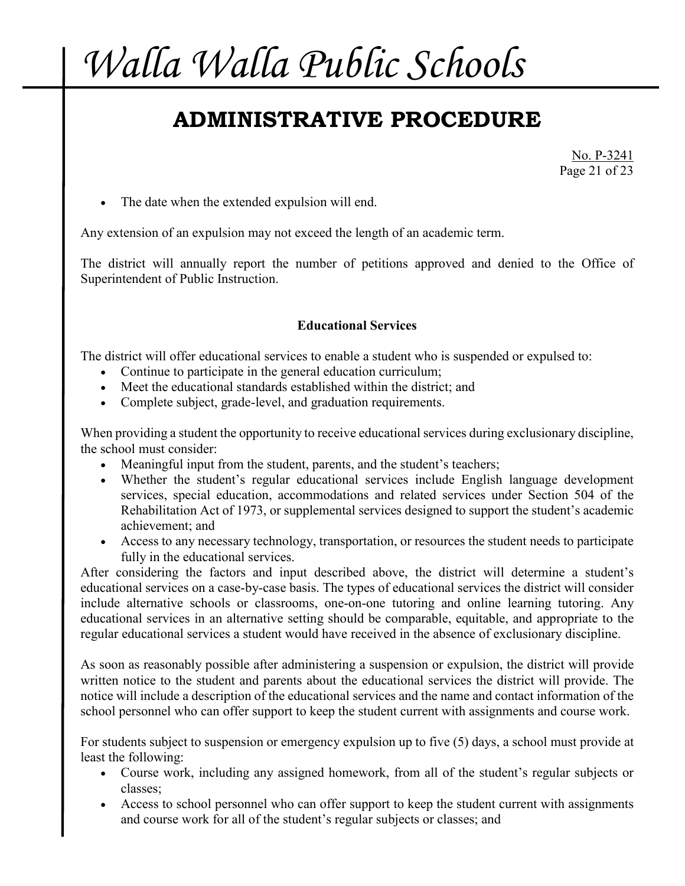- The date when the extended expulsion will end.

Any extension of an expulsion may not exceed the length of an academic term.

The district will annually report the number of petitions approved and denied to the Office of Superintendent of Public Instruction.

**Educational Services**

The district will offer educational services to enable a student who is suspended or expulsed to:

- Continue to participate in the general education curriculum;
- Meet the educational standards established within the district; and
- Complete subject, grade-level, and graduation requirements.

When providing a student the opportunity to receive educational services during exclusionary discipline, the school must consider:

- Meaningful input from the student, parents, and the student's teachers;
- Whether the student's regular educational services include English language development services, special education, accommodations and related services under Section 504 of the Rehabilitation Act of 1973, or supplemental services designed to support the student's academic achievement; and
- Access to any necessary technology, transportation, or resources the student needs to participate fully in the educational services.

After considering the factors and input described above, the district will determine a student's educational services on a case-by-case basis. The types of educational services the district will consider include alternative schools or classrooms, one-on-one tutoring and online learning tutoring. Any educational services in an alternative setting should be comparable, equitable, and appropriate to the regular educational services a student would have received in the absence of exclusionary discipline.

As soon as reasonably possible after administering a suspension or expulsion, the district will provide written notice to the student and parents about the educational services the district will provide. The notice will include a description of the educational services and the name and contact information of the school personnel who can offer support to keep the student current with assignments and course work.

For students subject to suspension or emergency expulsion up to five (5) days, a school must provide at least the following:

- Course work, including any assigned homework, from all of the student's regular subjects or classes;
- Access to school personnel who can offer support to keep the student current with assignments and course work for all of the student's regular subjects or classes; and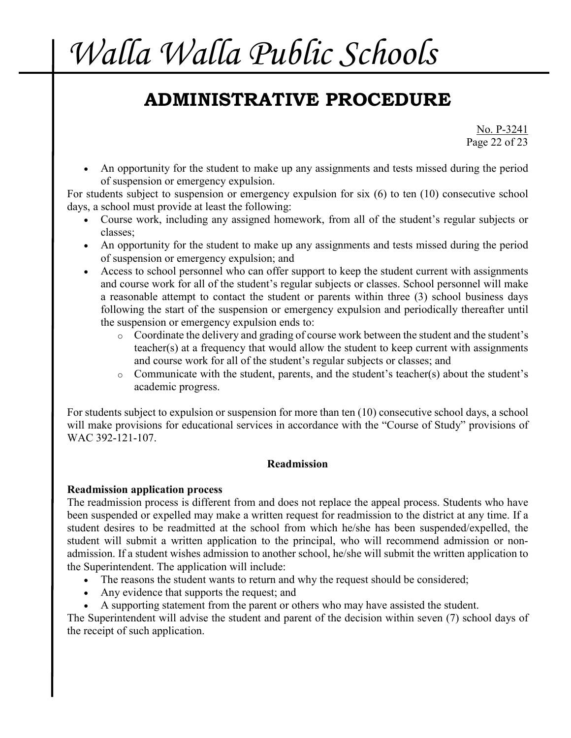- An opportunity for the student to make up any assignments and tests missed during the period of suspension or emergency expulsion.

For students subject to suspension or emergency expulsion for six (6) to ten (10) consecutive school days, a school must provide at least the following:

- Course work, including any assigned homework, from all of the student's regular subjects or classes;
- An opportunity for the student to make up any assignments and tests missed during the period of suspension or emergency expulsion; and
- Access to school personnel who can offer support to keep the student current with assignments and course work for all of the student's regular subjects or classes. School personnel will make a reasonable attempt to contact the student or parents within three (3) school business days following the start of the suspension or emergency expulsion and periodically thereafter until the suspension or emergency expulsion ends to:
  - Coordinate the delivery and grading of course work between the student and the student's teacher(s) at a frequency that would allow the student to keep current with assignments and course work for all of the student's regular subjects or classes; and
  - Communicate with the student, parents, and the student's teacher(s) about the student's academic progress.

For students subject to expulsion or suspension for more than ten (10) consecutive school days, a school will make provisions for educational services in accordance with the "Course of Study" provisions of WAC 392-121-107.

**Readmission**

**Readmission application process**

The readmission process is different from and does not replace the appeal process. Students who have been suspended or expelled may make a written request for readmission to the district at any time. If a student desires to be readmitted at the school from which he/she has been suspended/expelled, the student will submit a written application to the principal, who will recommend admission or non-admission. If a student wishes admission to another school, he/she will submit the written application to the Superintendent. The application will include:

- The reasons the student wants to return and why the request should be considered;
- Any evidence that supports the request; and
- A supporting statement from the parent or others who may have assisted the student.

The Superintendent will advise the student and parent of the decision within seven (7) school days of the receipt of such application.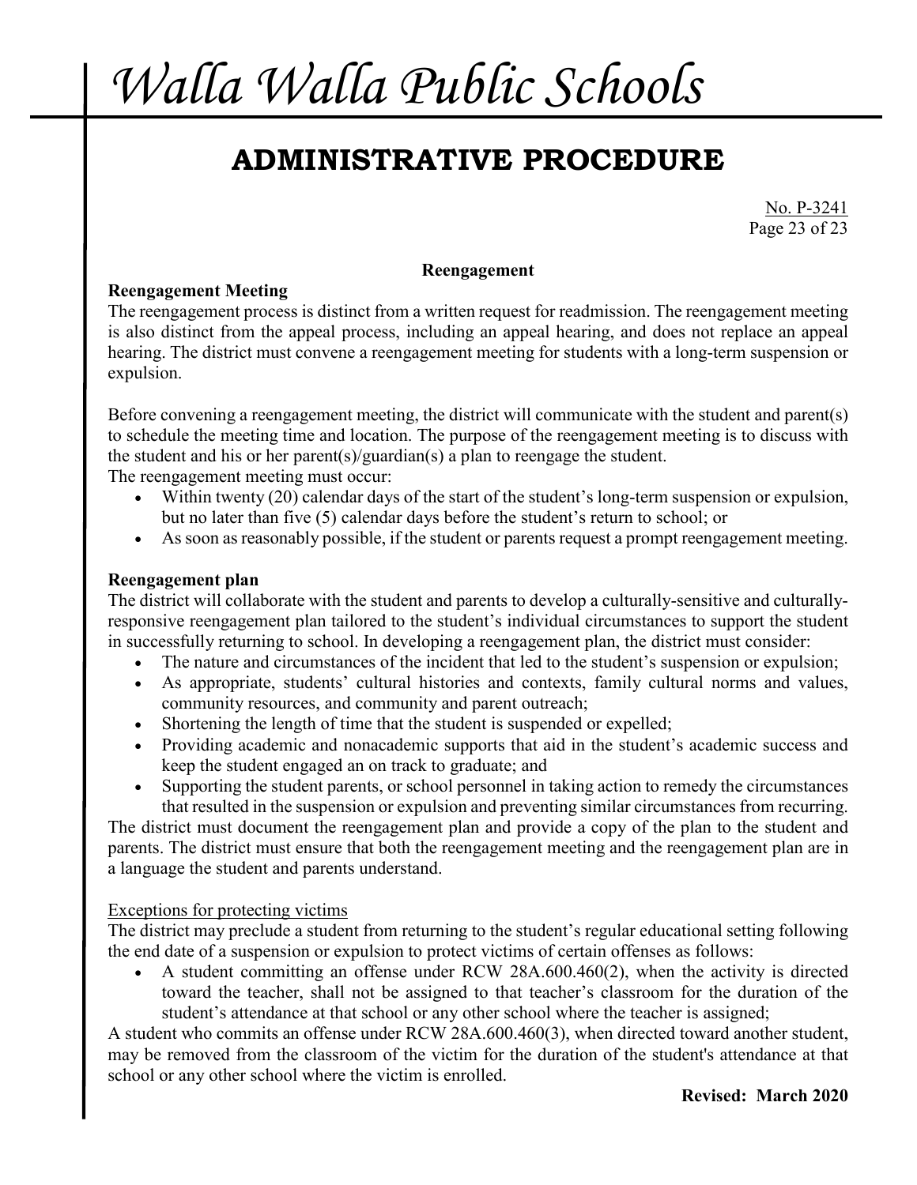# Walla Walla Public Schools

## ADMINISTRATIVE PROCEDURE

No. P-3241

### Reengagement

**Reengagement Meeting**

The reengagement process is distinct from a written request for readmission. The reengagement meeting is also distinct from the appeal process, including an appeal hearing, and does not replace an appeal hearing. The district must convene a reengagement meeting for students with a long-term suspension or expulsion.

Before convening a reengagement meeting, the district will communicate with the student and parent(s) to schedule the meeting time and location. The purpose of the reengagement meeting is to discuss with the student and his or her parent(s)/guardian(s) a plan to reengage the student.
The reengagement meeting must occur:

- Within twenty (20) calendar days of the start of the student's long-term suspension or expulsion, but no later than five (5) calendar days before the student's return to school; or
- As soon as reasonably possible, if the student or parents request a prompt reengagement meeting.

**Reengagement plan**

The district will collaborate with the student and parents to develop a culturally-sensitive and culturally-responsive reengagement plan tailored to the student's individual circumstances to support the student in successfully returning to school. In developing a reengagement plan, the district must consider:

- The nature and circumstances of the incident that led to the student's suspension or expulsion;
- As appropriate, students' cultural histories and contexts, family cultural norms and values, community resources, and community and parent outreach;
- Shortening the length of time that the student is suspended or expelled;
- Providing academic and nonacademic supports that aid in the student's academic success and keep the student engaged an on track to graduate; and
- Supporting the student parents, or school personnel in taking action to remedy the circumstances that resulted in the suspension or expulsion and preventing similar circumstances from recurring.

The district must document the reengagement plan and provide a copy of the plan to the student and parents. The district must ensure that both the reengagement meeting and the reengagement plan are in a language the student and parents understand.

Exceptions for protecting victims

The district may preclude a student from returning to the student's regular educational setting following the end date of a suspension or expulsion to protect victims of certain offenses as follows:

- A student committing an offense under RCW 28A.600.460(2), when the activity is directed toward the teacher, shall not be assigned to that teacher's classroom for the duration of the student's attendance at that school or any other school where the teacher is assigned;

A student who commits an offense under RCW 28A.600.460(3), when directed toward another student, may be removed from the classroom of the victim for the duration of the student's attendance at that school or any other school where the victim is enrolled.

**Revised: March 2020**